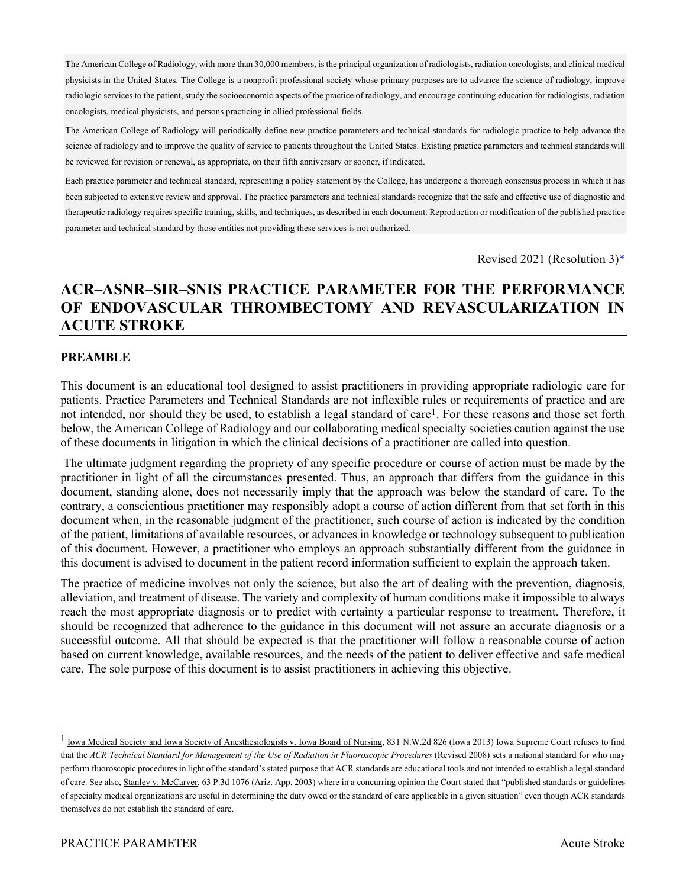The American College of Radiology, with more than 30,000 members, is the principal organization of radiologists, radiation oncologists, and clinical medical physicists in the United States. The College is a nonprofit professional society whose primary purposes are to advance the science of radiology, improve radiologic services to the patient, study the socioeconomic aspects of the practice of radiology, and encourage continuing education for radiologists, radiation oncologists, medical physicists, and persons practicing in allied professional fields.

The American College of Radiology will periodically define new practice parameters and technical standards for radiologic practice to help advance the science of radiology and to improve the quality of service to patients throughout the United States. Existing practice parameters and technical standards will be reviewed for revision or renewal, as appropriate, on their fifth anniversary or sooner, if indicated.

Each practice parameter and technical standard, representing a policy statement by the College, has undergone a thorough consensus process in which it has been subjected to extensive review and approval. The practice parameters and technical standards recognize that the safe and effective use of diagnostic and therapeutic radiology requires specific training, skills, and techniques, as described in each document. Reproduction or modification of the published practice parameter and technical standard by those entities not providing these services is not authorized.

Revised 2021 (Resolution 3)*

# ACR–ASNR–SIR–SNIS PRACTICE PARAMETER FOR THE PERFORMANCE OF ENDOVASCULAR THROMBECTOMY AND REVASCULARIZATION IN ACUTE STROKE

## PREAMBLE

This document is an educational tool designed to assist practitioners in providing appropriate radiologic care for patients. Practice Parameters and Technical Standards are not inflexible rules or requirements of practice and are not intended, nor should they be used, to establish a legal standard of care[1]. For these reasons and those set forth below, the American College of Radiology and our collaborating medical specialty societies caution against the use of these documents in litigation in which the clinical decisions of a practitioner are called into question.

The ultimate judgment regarding the propriety of any specific procedure or course of action must be made by the practitioner in light of all the circumstances presented. Thus, an approach that differs from the guidance in this document, standing alone, does not necessarily imply that the approach was below the standard of care. To the contrary, a conscientious practitioner may responsibly adopt a course of action different from that set forth in this document when, in the reasonable judgment of the practitioner, such course of action is indicated by the condition of the patient, limitations of available resources, or advances in knowledge or technology subsequent to publication of this document. However, a practitioner who employs an approach substantially different from the guidance in this document is advised to document in the patient record information sufficient to explain the approach taken.

The practice of medicine involves not only the science, but also the art of dealing with the prevention, diagnosis, alleviation, and treatment of disease. The variety and complexity of human conditions make it impossible to always reach the most appropriate diagnosis or to predict with certainty a particular response to treatment. Therefore, it should be recognized that adherence to the guidance in this document will not assure an accurate diagnosis or a successful outcome. All that should be expected is that the practitioner will follow a reasonable course of action based on current knowledge, available resources, and the needs of the patient to deliver effective and safe medical care. The sole purpose of this document is to assist practitioners in achieving this objective.

---

[1] Iowa Medical Society and Iowa Society of Anesthesiologists v. Iowa Board of Nursing, 831 N.W.2d 826 (Iowa 2013) Iowa Supreme Court refuses to find that the *ACR Technical Standard for Management of the Use of Radiation in Fluoroscopic Procedures* (Revised 2008) sets a national standard for who may perform fluoroscopic procedures in light of the standard's stated purpose that ACR standards are educational tools and not intended to establish a legal standard of care. See also, Stanley v. McCarver, 63 P.3d 1076 (Ariz. App. 2003) where in a concurring opinion the Court stated that "published standards or guidelines of specialty medical organizations are useful in determining the duty owed or the standard of care applicable in a given situation" even though ACR standards themselves do not establish the standard of care.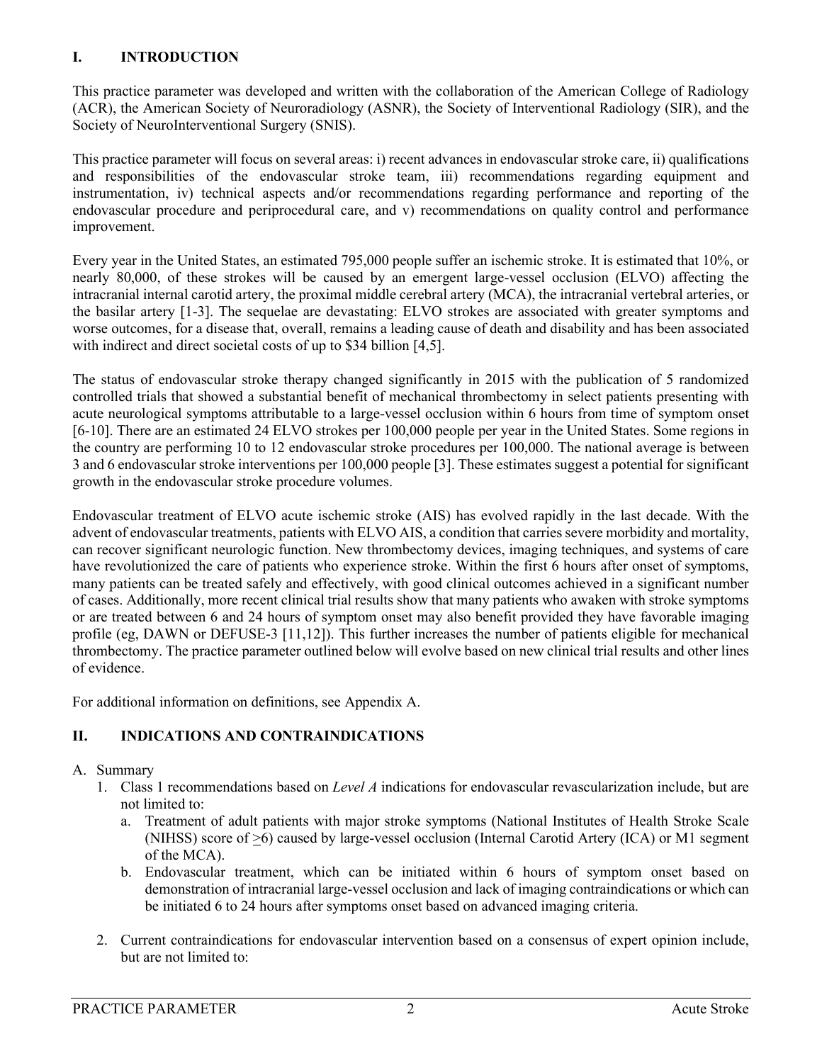## I. INTRODUCTION

This practice parameter was developed and written with the collaboration of the American College of Radiology (ACR), the American Society of Neuroradiology (ASNR), the Society of Interventional Radiology (SIR), and the Society of NeuroInterventional Surgery (SNIS).

This practice parameter will focus on several areas: i) recent advances in endovascular stroke care, ii) qualifications and responsibilities of the endovascular stroke team, iii) recommendations regarding equipment and instrumentation, iv) technical aspects and/or recommendations regarding performance and reporting of the endovascular procedure and periprocedural care, and v) recommendations on quality control and performance improvement.

Every year in the United States, an estimated 795,000 people suffer an ischemic stroke. It is estimated that 10%, or nearly 80,000, of these strokes will be caused by an emergent large-vessel occlusion (ELVO) affecting the intracranial internal carotid artery, the proximal middle cerebral artery (MCA), the intracranial vertebral arteries, or the basilar artery [1-3]. The sequelae are devastating: ELVO strokes are associated with greater symptoms and worse outcomes, for a disease that, overall, remains a leading cause of death and disability and has been associated with indirect and direct societal costs of up to $34 billion [4,5].

The status of endovascular stroke therapy changed significantly in 2015 with the publication of 5 randomized controlled trials that showed a substantial benefit of mechanical thrombectomy in select patients presenting with acute neurological symptoms attributable to a large-vessel occlusion within 6 hours from time of symptom onset [6-10]. There are an estimated 24 ELVO strokes per 100,000 people per year in the United States. Some regions in the country are performing 10 to 12 endovascular stroke procedures per 100,000. The national average is between 3 and 6 endovascular stroke interventions per 100,000 people [3]. These estimates suggest a potential for significant growth in the endovascular stroke procedure volumes.

Endovascular treatment of ELVO acute ischemic stroke (AIS) has evolved rapidly in the last decade. With the advent of endovascular treatments, patients with ELVO AIS, a condition that carries severe morbidity and mortality, can recover significant neurologic function. New thrombectomy devices, imaging techniques, and systems of care have revolutionized the care of patients who experience stroke. Within the first 6 hours after onset of symptoms, many patients can be treated safely and effectively, with good clinical outcomes achieved in a significant number of cases. Additionally, more recent clinical trial results show that many patients who awaken with stroke symptoms or are treated between 6 and 24 hours of symptom onset may also benefit provided they have favorable imaging profile (eg, DAWN or DEFUSE-3 [11,12]). This further increases the number of patients eligible for mechanical thrombectomy. The practice parameter outlined below will evolve based on new clinical trial results and other lines of evidence.

For additional information on definitions, see Appendix A.

## II. INDICATIONS AND CONTRAINDICATIONS

A. Summary

1. Class 1 recommendations based on *Level A* indications for endovascular revascularization include, but are not limited to:
   a. Treatment of adult patients with major stroke symptoms (National Institutes of Health Stroke Scale (NIHSS) score of ≥6) caused by large-vessel occlusion (Internal Carotid Artery (ICA) or M1 segment of the MCA).
   b. Endovascular treatment, which can be initiated within 6 hours of symptom onset based on demonstration of intracranial large-vessel occlusion and lack of imaging contraindications or which can be initiated 6 to 24 hours after symptoms onset based on advanced imaging criteria.

2. Current contraindications for endovascular intervention based on a consensus of expert opinion include, but are not limited to: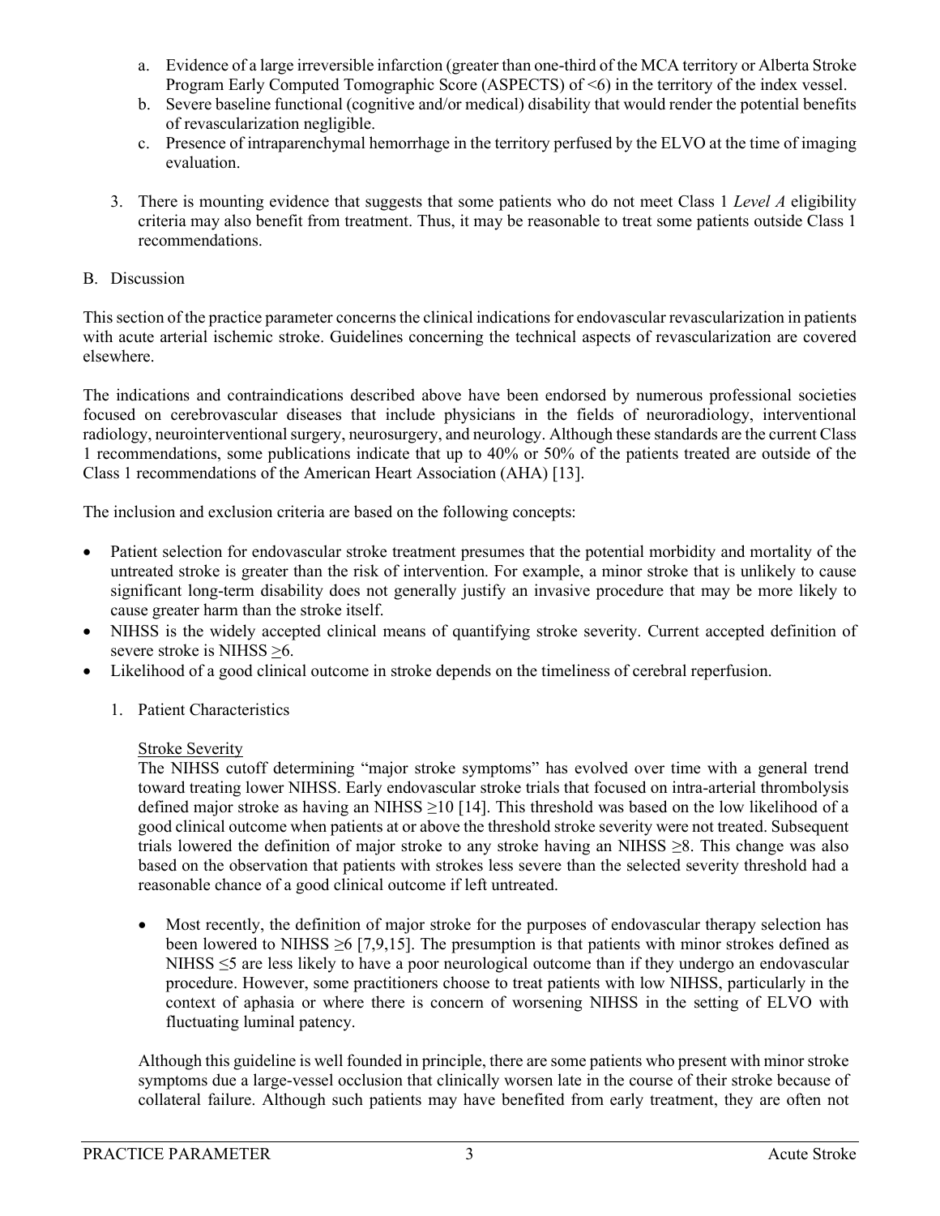a. Evidence of a large irreversible infarction (greater than one-third of the MCA territory or Alberta Stroke Program Early Computed Tomographic Score (ASPECTS) of <6) in the territory of the index vessel.
b. Severe baseline functional (cognitive and/or medical) disability that would render the potential benefits of revascularization negligible.
c. Presence of intraparenchymal hemorrhage in the territory perfused by the ELVO at the time of imaging evaluation.

3. There is mounting evidence that suggests that some patients who do not meet Class 1 *Level A* eligibility criteria may also benefit from treatment. Thus, it may be reasonable to treat some patients outside Class 1 recommendations.

B. Discussion

This section of the practice parameter concerns the clinical indications for endovascular revascularization in patients with acute arterial ischemic stroke. Guidelines concerning the technical aspects of revascularization are covered elsewhere.

The indications and contraindications described above have been endorsed by numerous professional societies focused on cerebrovascular diseases that include physicians in the fields of neuroradiology, interventional radiology, neurointerventional surgery, neurosurgery, and neurology. Although these standards are the current Class 1 recommendations, some publications indicate that up to 40% or 50% of the patients treated are outside of the Class 1 recommendations of the American Heart Association (AHA) [13].

The inclusion and exclusion criteria are based on the following concepts:

- Patient selection for endovascular stroke treatment presumes that the potential morbidity and mortality of the untreated stroke is greater than the risk of intervention. For example, a minor stroke that is unlikely to cause significant long-term disability does not generally justify an invasive procedure that may be more likely to cause greater harm than the stroke itself.
- NIHSS is the widely accepted clinical means of quantifying stroke severity. Current accepted definition of severe stroke is NIHSS ≥6.
- Likelihood of a good clinical outcome in stroke depends on the timeliness of cerebral reperfusion.

1. Patient Characteristics

Stroke Severity

The NIHSS cutoff determining "major stroke symptoms" has evolved over time with a general trend toward treating lower NIHSS. Early endovascular stroke trials that focused on intra-arterial thrombolysis defined major stroke as having an NIHSS ≥10 [14]. This threshold was based on the low likelihood of a good clinical outcome when patients at or above the threshold stroke severity were not treated. Subsequent trials lowered the definition of major stroke to any stroke having an NIHSS ≥8. This change was also based on the observation that patients with strokes less severe than the selected severity threshold had a reasonable chance of a good clinical outcome if left untreated.

- Most recently, the definition of major stroke for the purposes of endovascular therapy selection has been lowered to NIHSS ≥6 [7,9,15]. The presumption is that patients with minor strokes defined as NIHSS ≤5 are less likely to have a poor neurological outcome than if they undergo an endovascular procedure. However, some practitioners choose to treat patients with low NIHSS, particularly in the context of aphasia or where there is concern of worsening NIHSS in the setting of ELVO with fluctuating luminal patency.

Although this guideline is well founded in principle, there are some patients who present with minor stroke symptoms due a large-vessel occlusion that clinically worsen late in the course of their stroke because of collateral failure. Although such patients may have benefited from early treatment, they are often not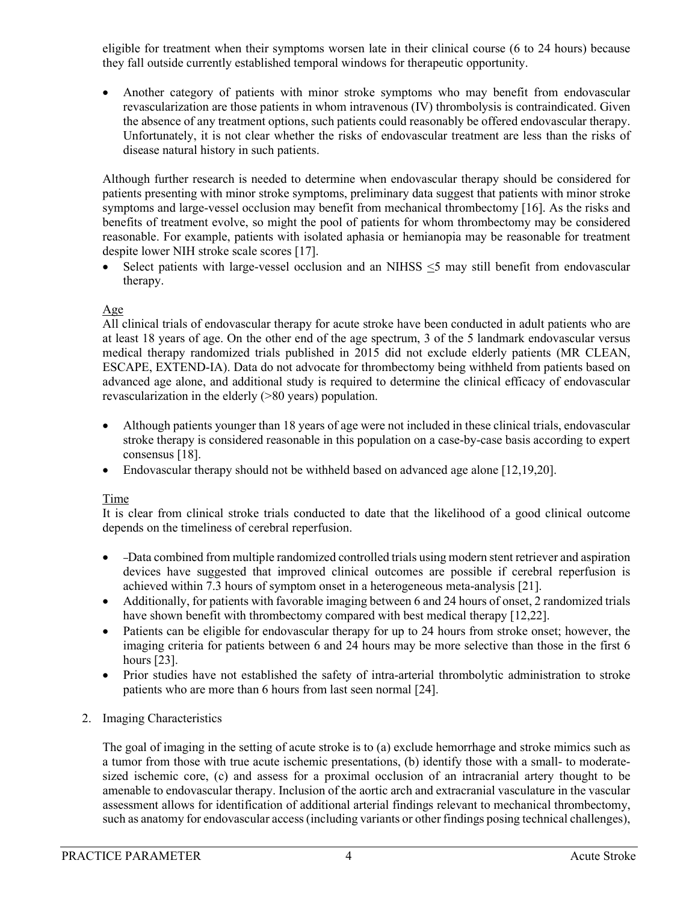eligible for treatment when their symptoms worsen late in their clinical course (6 to 24 hours) because they fall outside currently established temporal windows for therapeutic opportunity.

- Another category of patients with minor stroke symptoms who may benefit from endovascular revascularization are those patients in whom intravenous (IV) thrombolysis is contraindicated. Given the absence of any treatment options, such patients could reasonably be offered endovascular therapy. Unfortunately, it is not clear whether the risks of endovascular treatment are less than the risks of disease natural history in such patients.

Although further research is needed to determine when endovascular therapy should be considered for patients presenting with minor stroke symptoms, preliminary data suggest that patients with minor stroke symptoms and large-vessel occlusion may benefit from mechanical thrombectomy [16]. As the risks and benefits of treatment evolve, so might the pool of patients for whom thrombectomy may be considered reasonable. For example, patients with isolated aphasia or hemianopia may be reasonable for treatment despite lower NIH stroke scale scores [17].

- Select patients with large-vessel occlusion and an NIHSS ≤5 may still benefit from endovascular therapy.

Age

All clinical trials of endovascular therapy for acute stroke have been conducted in adult patients who are at least 18 years of age. On the other end of the age spectrum, 3 of the 5 landmark endovascular versus medical therapy randomized trials published in 2015 did not exclude elderly patients (MR CLEAN, ESCAPE, EXTEND-IA). Data do not advocate for thrombectomy being withheld from patients based on advanced age alone, and additional study is required to determine the clinical efficacy of endovascular revascularization in the elderly (>80 years) population.

- Although patients younger than 18 years of age were not included in these clinical trials, endovascular stroke therapy is considered reasonable in this population on a case-by-case basis according to expert consensus [18].
- Endovascular therapy should not be withheld based on advanced age alone [12,19,20].

Time

It is clear from clinical stroke trials conducted to date that the likelihood of a good clinical outcome depends on the timeliness of cerebral reperfusion.

- Data combined from multiple randomized controlled trials using modern stent retriever and aspiration devices have suggested that improved clinical outcomes are possible if cerebral reperfusion is achieved within 7.3 hours of symptom onset in a heterogeneous meta-analysis [21].
- Additionally, for patients with favorable imaging between 6 and 24 hours of onset, 2 randomized trials have shown benefit with thrombectomy compared with best medical therapy [12,22].
- Patients can be eligible for endovascular therapy for up to 24 hours from stroke onset; however, the imaging criteria for patients between 6 and 24 hours may be more selective than those in the first 6 hours [23].
- Prior studies have not established the safety of intra-arterial thrombolytic administration to stroke patients who are more than 6 hours from last seen normal [24].

2. Imaging Characteristics

The goal of imaging in the setting of acute stroke is to (a) exclude hemorrhage and stroke mimics such as a tumor from those with true acute ischemic presentations, (b) identify those with a small- to moderate-sized ischemic core, (c) and assess for a proximal occlusion of an intracranial artery thought to be amenable to endovascular therapy. Inclusion of the aortic arch and extracranial vasculature in the vascular assessment allows for identification of additional arterial findings relevant to mechanical thrombectomy, such as anatomy for endovascular access (including variants or other findings posing technical challenges),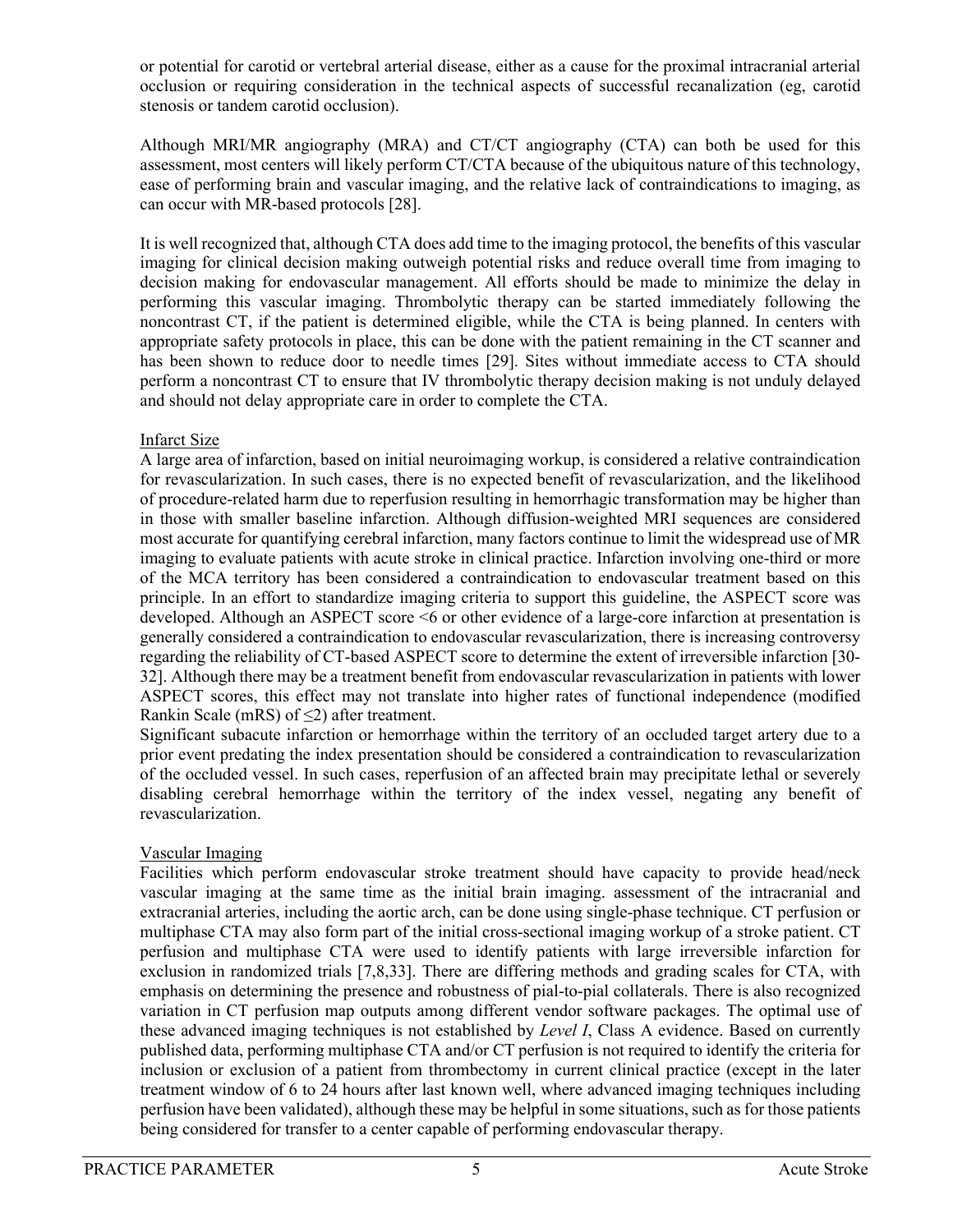or potential for carotid or vertebral arterial disease, either as a cause for the proximal intracranial arterial occlusion or requiring consideration in the technical aspects of successful recanalization (eg, carotid stenosis or tandem carotid occlusion).

Although MRI/MR angiography (MRA) and CT/CT angiography (CTA) can both be used for this assessment, most centers will likely perform CT/CTA because of the ubiquitous nature of this technology, ease of performing brain and vascular imaging, and the relative lack of contraindications to imaging, as can occur with MR-based protocols [28].

It is well recognized that, although CTA does add time to the imaging protocol, the benefits of this vascular imaging for clinical decision making outweigh potential risks and reduce overall time from imaging to decision making for endovascular management. All efforts should be made to minimize the delay in performing this vascular imaging. Thrombolytic therapy can be started immediately following the noncontrast CT, if the patient is determined eligible, while the CTA is being planned. In centers with appropriate safety protocols in place, this can be done with the patient remaining in the CT scanner and has been shown to reduce door to needle times [29]. Sites without immediate access to CTA should perform a noncontrast CT to ensure that IV thrombolytic therapy decision making is not unduly delayed and should not delay appropriate care in order to complete the CTA.

Infarct Size

A large area of infarction, based on initial neuroimaging workup, is considered a relative contraindication for revascularization. In such cases, there is no expected benefit of revascularization, and the likelihood of procedure-related harm due to reperfusion resulting in hemorrhagic transformation may be higher than in those with smaller baseline infarction. Although diffusion-weighted MRI sequences are considered most accurate for quantifying cerebral infarction, many factors continue to limit the widespread use of MR imaging to evaluate patients with acute stroke in clinical practice. Infarction involving one-third or more of the MCA territory has been considered a contraindication to endovascular treatment based on this principle. In an effort to standardize imaging criteria to support this guideline, the ASPECT score was developed. Although an ASPECT score <6 or other evidence of a large-core infarction at presentation is generally considered a contraindication to endovascular revascularization, there is increasing controversy regarding the reliability of CT-based ASPECT score to determine the extent of irreversible infarction [30-32]. Although there may be a treatment benefit from endovascular revascularization in patients with lower ASPECT scores, this effect may not translate into higher rates of functional independence (modified Rankin Scale (mRS) of ≤2) after treatment.

Significant subacute infarction or hemorrhage within the territory of an occluded target artery due to a prior event predating the index presentation should be considered a contraindication to revascularization of the occluded vessel. In such cases, reperfusion of an affected brain may precipitate lethal or severely disabling cerebral hemorrhage within the territory of the index vessel, negating any benefit of revascularization.

Vascular Imaging

Facilities which perform endovascular stroke treatment should have capacity to provide head/neck vascular imaging at the same time as the initial brain imaging. assessment of the intracranial and extracranial arteries, including the aortic arch, can be done using single-phase technique. CT perfusion or multiphase CTA may also form part of the initial cross-sectional imaging workup of a stroke patient. CT perfusion and multiphase CTA were used to identify patients with large irreversible infarction for exclusion in randomized trials [7,8,33]. There are differing methods and grading scales for CTA, with emphasis on determining the presence and robustness of pial-to-pial collaterals. There is also recognized variation in CT perfusion map outputs among different vendor software packages. The optimal use of these advanced imaging techniques is not established by *Level I*, Class A evidence. Based on currently published data, performing multiphase CTA and/or CT perfusion is not required to identify the criteria for inclusion or exclusion of a patient from thrombectomy in current clinical practice (except in the later treatment window of 6 to 24 hours after last known well, where advanced imaging techniques including perfusion have been validated), although these may be helpful in some situations, such as for those patients being considered for transfer to a center capable of performing endovascular therapy.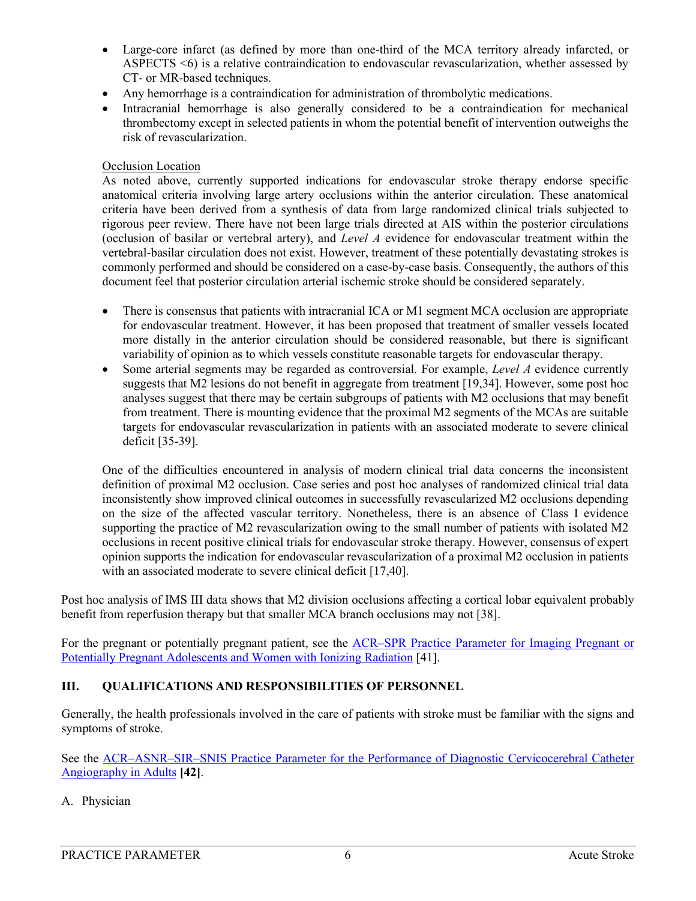- Large-core infarct (as defined by more than one-third of the MCA territory already infarcted, or ASPECTS <6) is a relative contraindication to endovascular revascularization, whether assessed by CT- or MR-based techniques.
- Any hemorrhage is a contraindication for administration of thrombolytic medications.
- Intracranial hemorrhage is also generally considered to be a contraindication for mechanical thrombectomy except in selected patients in whom the potential benefit of intervention outweighs the risk of revascularization.

Occlusion Location

As noted above, currently supported indications for endovascular stroke therapy endorse specific anatomical criteria involving large artery occlusions within the anterior circulation. These anatomical criteria have been derived from a synthesis of data from large randomized clinical trials subjected to rigorous peer review. There have not been large trials directed at AIS within the posterior circulations (occlusion of basilar or vertebral artery), and *Level A* evidence for endovascular treatment within the vertebral-basilar circulation does not exist. However, treatment of these potentially devastating strokes is commonly performed and should be considered on a case-by-case basis. Consequently, the authors of this document feel that posterior circulation arterial ischemic stroke should be considered separately.

- There is consensus that patients with intracranial ICA or M1 segment MCA occlusion are appropriate for endovascular treatment. However, it has been proposed that treatment of smaller vessels located more distally in the anterior circulation should be considered reasonable, but there is significant variability of opinion as to which vessels constitute reasonable targets for endovascular therapy.
- Some arterial segments may be regarded as controversial. For example, *Level A* evidence currently suggests that M2 lesions do not benefit in aggregate from treatment [19,34]. However, some post hoc analyses suggest that there may be certain subgroups of patients with M2 occlusions that may benefit from treatment. There is mounting evidence that the proximal M2 segments of the MCAs are suitable targets for endovascular revascularization in patients with an associated moderate to severe clinical deficit [35-39].

One of the difficulties encountered in analysis of modern clinical trial data concerns the inconsistent definition of proximal M2 occlusion. Case series and post hoc analyses of randomized clinical trial data inconsistently show improved clinical outcomes in successfully revascularized M2 occlusions depending on the size of the affected vascular territory. Nonetheless, there is an absence of Class I evidence supporting the practice of M2 revascularization owing to the small number of patients with isolated M2 occlusions in recent positive clinical trials for endovascular stroke therapy. However, consensus of expert opinion supports the indication for endovascular revascularization of a proximal M2 occlusion in patients with an associated moderate to severe clinical deficit [17,40].

Post hoc analysis of IMS III data shows that M2 division occlusions affecting a cortical lobar equivalent probably benefit from reperfusion therapy but that smaller MCA branch occlusions may not [38].

For the pregnant or potentially pregnant patient, see the ACR–SPR Practice Parameter for Imaging Pregnant or Potentially Pregnant Adolescents and Women with Ionizing Radiation [41].

## III. QUALIFICATIONS AND RESPONSIBILITIES OF PERSONNEL

Generally, the health professionals involved in the care of patients with stroke must be familiar with the signs and symptoms of stroke.

See the ACR–ASNR–SIR–SNIS Practice Parameter for the Performance of Diagnostic Cervicocerebral Catheter Angiography in Adults **[42]**.

A. Physician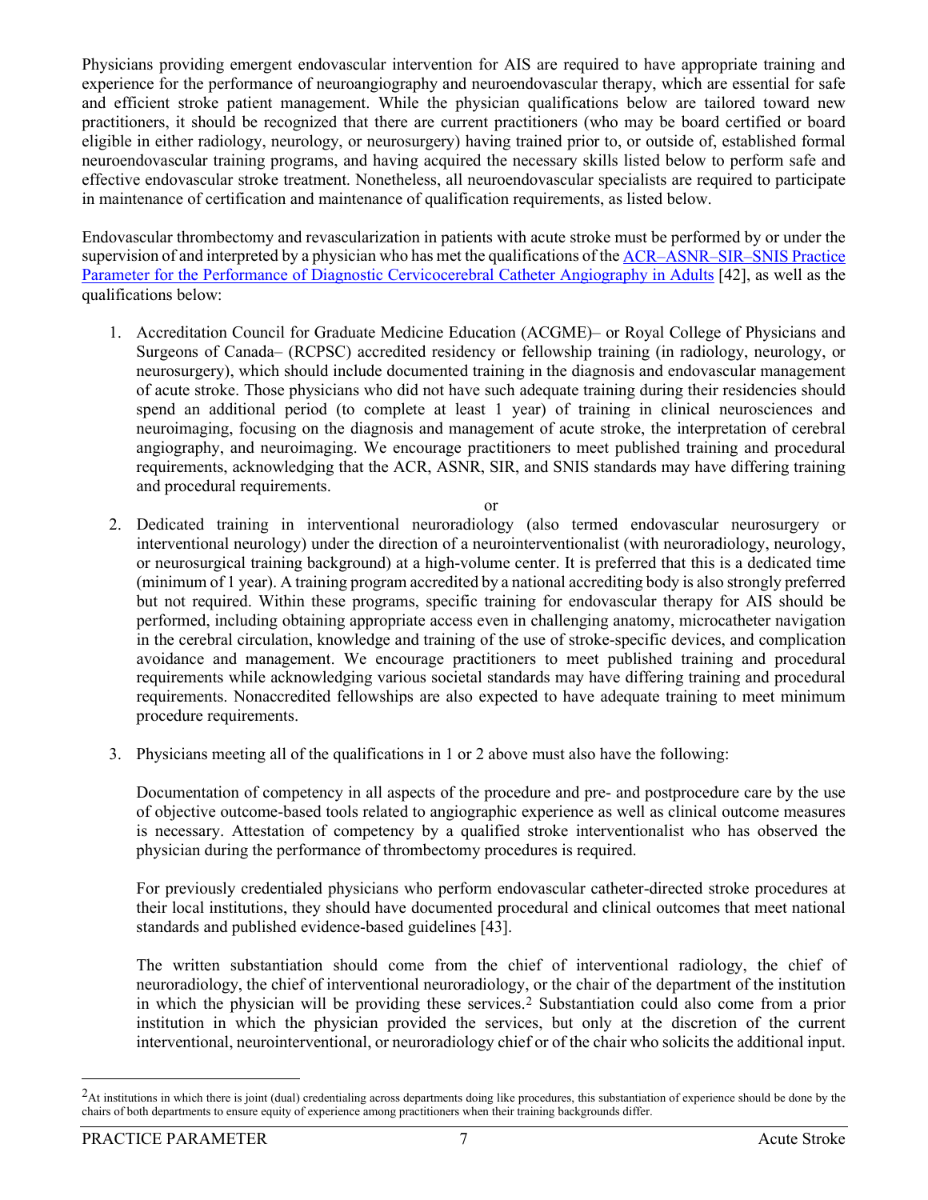Physicians providing emergent endovascular intervention for AIS are required to have appropriate training and experience for the performance of neuroangiography and neuroendovascular therapy, which are essential for safe and efficient stroke patient management. While the physician qualifications below are tailored toward new practitioners, it should be recognized that there are current practitioners (who may be board certified or board eligible in either radiology, neurology, or neurosurgery) having trained prior to, or outside of, established formal neuroendovascular training programs, and having acquired the necessary skills listed below to perform safe and effective endovascular stroke treatment. Nonetheless, all neuroendovascular specialists are required to participate in maintenance of certification and maintenance of qualification requirements, as listed below.

Endovascular thrombectomy and revascularization in patients with acute stroke must be performed by or under the supervision of and interpreted by a physician who has met the qualifications of the ACR–ASNR–SIR–SNIS Practice Parameter for the Performance of Diagnostic Cervicocerebral Catheter Angiography in Adults [42], as well as the qualifications below:

1. Accreditation Council for Graduate Medicine Education (ACGME)– or Royal College of Physicians and Surgeons of Canada– (RCPSC) accredited residency or fellowship training (in radiology, neurology, or neurosurgery), which should include documented training in the diagnosis and endovascular management of acute stroke. Those physicians who did not have such adequate training during their residencies should spend an additional period (to complete at least 1 year) of training in clinical neurosciences and neuroimaging, focusing on the diagnosis and management of acute stroke, the interpretation of cerebral angiography, and neuroimaging. We encourage practitioners to meet published training and procedural requirements, acknowledging that the ACR, ASNR, SIR, and SNIS standards may have differing training and procedural requirements.

   or

2. Dedicated training in interventional neuroradiology (also termed endovascular neurosurgery or interventional neurology) under the direction of a neurointerventionalist (with neuroradiology, neurology, or neurosurgical training background) at a high-volume center. It is preferred that this is a dedicated time (minimum of 1 year). A training program accredited by a national accrediting body is also strongly preferred but not required. Within these programs, specific training for endovascular therapy for AIS should be performed, including obtaining appropriate access even in challenging anatomy, microcatheter navigation in the cerebral circulation, knowledge and training of the use of stroke-specific devices, and complication avoidance and management. We encourage practitioners to meet published training and procedural requirements while acknowledging various societal standards may have differing training and procedural requirements. Nonaccredited fellowships are also expected to have adequate training to meet minimum procedure requirements.

3. Physicians meeting all of the qualifications in 1 or 2 above must also have the following:

   Documentation of competency in all aspects of the procedure and pre- and postprocedure care by the use of objective outcome-based tools related to angiographic experience as well as clinical outcome measures is necessary. Attestation of competency by a qualified stroke interventionalist who has observed the physician during the performance of thrombectomy procedures is required.

   For previously credentialed physicians who perform endovascular catheter-directed stroke procedures at their local institutions, they should have documented procedural and clinical outcomes that meet national standards and published evidence-based guidelines [43].

   The written substantiation should come from the chief of interventional radiology, the chief of neuroradiology, the chief of interventional neuroradiology, or the chair of the department of the institution in which the physician will be providing these services.[2] Substantiation could also come from a prior institution in which the physician provided the services, but only at the discretion of the current interventional, neurointerventional, or neuroradiology chief or of the chair who solicits the additional input.

---

[2] At institutions in which there is joint (dual) credentialing across departments doing like procedures, this substantiation of experience should be done by the chairs of both departments to ensure equity of experience among practitioners when their training backgrounds differ.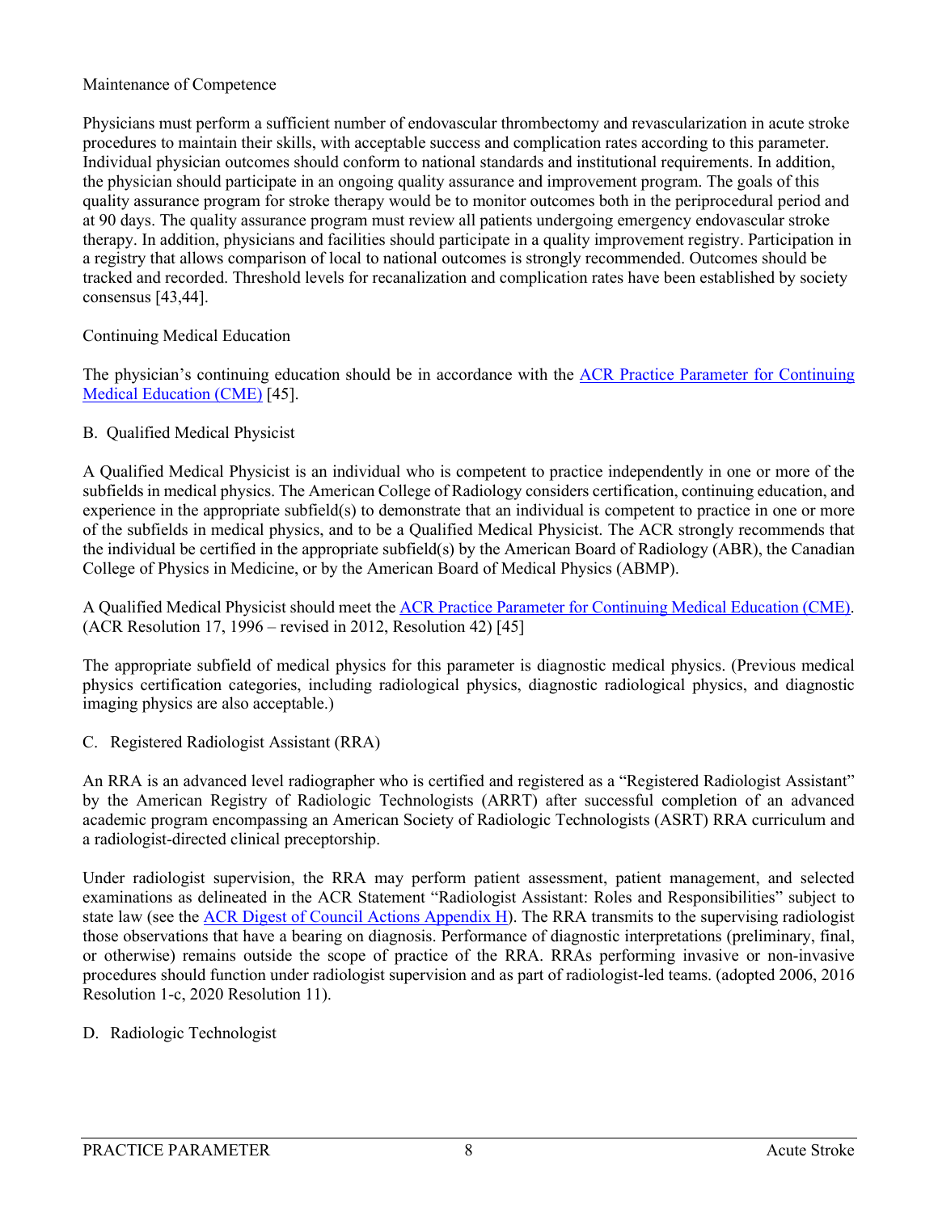Maintenance of Competence

Physicians must perform a sufficient number of endovascular thrombectomy and revascularization in acute stroke procedures to maintain their skills, with acceptable success and complication rates according to this parameter. Individual physician outcomes should conform to national standards and institutional requirements. In addition, the physician should participate in an ongoing quality assurance and improvement program. The goals of this quality assurance program for stroke therapy would be to monitor outcomes both in the periprocedural period and at 90 days. The quality assurance program must review all patients undergoing emergency endovascular stroke therapy. In addition, physicians and facilities should participate in a quality improvement registry. Participation in a registry that allows comparison of local to national outcomes is strongly recommended. Outcomes should be tracked and recorded. Threshold levels for recanalization and complication rates have been established by society consensus [43,44].

Continuing Medical Education

The physician's continuing education should be in accordance with the ACR Practice Parameter for Continuing Medical Education (CME) [45].

### B. Qualified Medical Physicist

A Qualified Medical Physicist is an individual who is competent to practice independently in one or more of the subfields in medical physics. The American College of Radiology considers certification, continuing education, and experience in the appropriate subfield(s) to demonstrate that an individual is competent to practice in one or more of the subfields in medical physics, and to be a Qualified Medical Physicist. The ACR strongly recommends that the individual be certified in the appropriate subfield(s) by the American Board of Radiology (ABR), the Canadian College of Physics in Medicine, or by the American Board of Medical Physics (ABMP).

A Qualified Medical Physicist should meet the ACR Practice Parameter for Continuing Medical Education (CME). (ACR Resolution 17, 1996 – revised in 2012, Resolution 42) [45]

The appropriate subfield of medical physics for this parameter is diagnostic medical physics. (Previous medical physics certification categories, including radiological physics, diagnostic radiological physics, and diagnostic imaging physics are also acceptable.)

### C. Registered Radiologist Assistant (RRA)

An RRA is an advanced level radiographer who is certified and registered as a "Registered Radiologist Assistant" by the American Registry of Radiologic Technologists (ARRT) after successful completion of an advanced academic program encompassing an American Society of Radiologic Technologists (ASRT) RRA curriculum and a radiologist-directed clinical preceptorship.

Under radiologist supervision, the RRA may perform patient assessment, patient management, and selected examinations as delineated in the ACR Statement "Radiologist Assistant: Roles and Responsibilities" subject to state law (see the ACR Digest of Council Actions Appendix H). The RRA transmits to the supervising radiologist those observations that have a bearing on diagnosis. Performance of diagnostic interpretations (preliminary, final, or otherwise) remains outside the scope of practice of the RRA. RRAs performing invasive or non-invasive procedures should function under radiologist supervision and as part of radiologist-led teams. (adopted 2006, 2016 Resolution 1-c, 2020 Resolution 11).

### D. Radiologic Technologist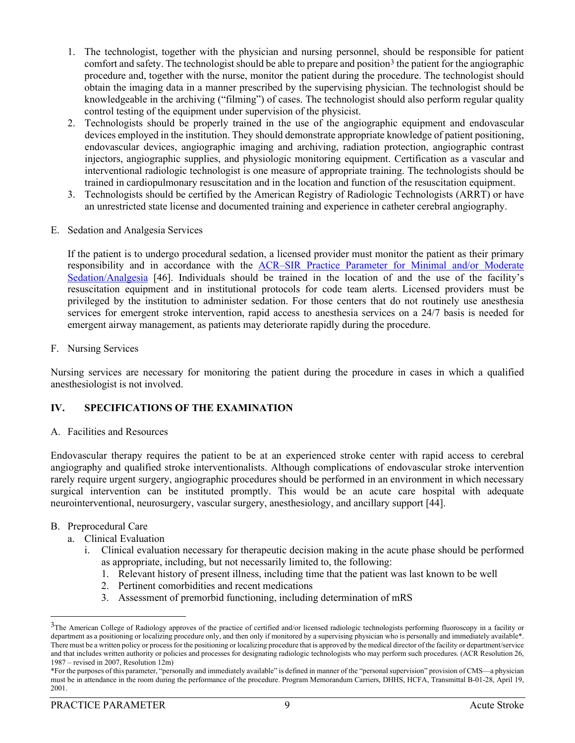1. The technologist, together with the physician and nursing personnel, should be responsible for patient comfort and safety. The technologist should be able to prepare and position[3] the patient for the angiographic procedure and, together with the nurse, monitor the patient during the procedure. The technologist should obtain the imaging data in a manner prescribed by the supervising physician. The technologist should be knowledgeable in the archiving ("filming") of cases. The technologist should also perform regular quality control testing of the equipment under supervision of the physicist.
2. Technologists should be properly trained in the use of the angiographic equipment and endovascular devices employed in the institution. They should demonstrate appropriate knowledge of patient positioning, endovascular devices, angiographic imaging and archiving, radiation protection, angiographic contrast injectors, angiographic supplies, and physiologic monitoring equipment. Certification as a vascular and interventional radiologic technologist is one measure of appropriate training. The technologists should be trained in cardiopulmonary resuscitation and in the location and function of the resuscitation equipment.
3. Technologists should be certified by the American Registry of Radiologic Technologists (ARRT) or have an unrestricted state license and documented training and experience in catheter cerebral angiography.

E. Sedation and Analgesia Services

If the patient is to undergo procedural sedation, a licensed provider must monitor the patient as their primary responsibility and in accordance with the ACR–SIR Practice Parameter for Minimal and/or Moderate Sedation/Analgesia [46]. Individuals should be trained in the location of and the use of the facility's resuscitation equipment and in institutional protocols for code team alerts. Licensed providers must be privileged by the institution to administer sedation. For those centers that do not routinely use anesthesia services for emergent stroke intervention, rapid access to anesthesia services on a 24/7 basis is needed for emergent airway management, as patients may deteriorate rapidly during the procedure.

F. Nursing Services

Nursing services are necessary for monitoring the patient during the procedure in cases in which a qualified anesthesiologist is not involved.

## IV. SPECIFICATIONS OF THE EXAMINATION

A. Facilities and Resources

Endovascular therapy requires the patient to be at an experienced stroke center with rapid access to cerebral angiography and qualified stroke interventionalists. Although complications of endovascular stroke intervention rarely require urgent surgery, angiographic procedures should be performed in an environment in which necessary surgical intervention can be instituted promptly. This would be an acute care hospital with adequate neurointerventional, neurosurgery, vascular surgery, anesthesiology, and ancillary support [44].

B. Preprocedural Care
   a. Clinical Evaluation
      i. Clinical evaluation necessary for therapeutic decision making in the acute phase should be performed as appropriate, including, but not necessarily limited to, the following:
         1. Relevant history of present illness, including time that the patient was last known to be well
         2. Pertinent comorbidities and recent medications
         3. Assessment of premorbid functioning, including determination of mRS

---

[3]The American College of Radiology approves of the practice of certified and/or licensed radiologic technologists performing fluoroscopy in a facility or department as a positioning or localizing procedure only, and then only if monitored by a supervising physician who is personally and immediately available*. There must be a written policy or process for the positioning or localizing procedure that is approved by the medical director of the facility or department/service and that includes written authority or policies and processes for designating radiologic technologists who may perform such procedures. (ACR Resolution 26, 1987 – revised in 2007, Resolution 12m)

*For the purposes of this parameter, "personally and immediately available" is defined in manner of the "personal supervision" provision of CMS—a physician must be in attendance in the room during the performance of the procedure. Program Memorandum Carriers, DHHS, HCFA, Transmittal B-01-28, April 19, 2001.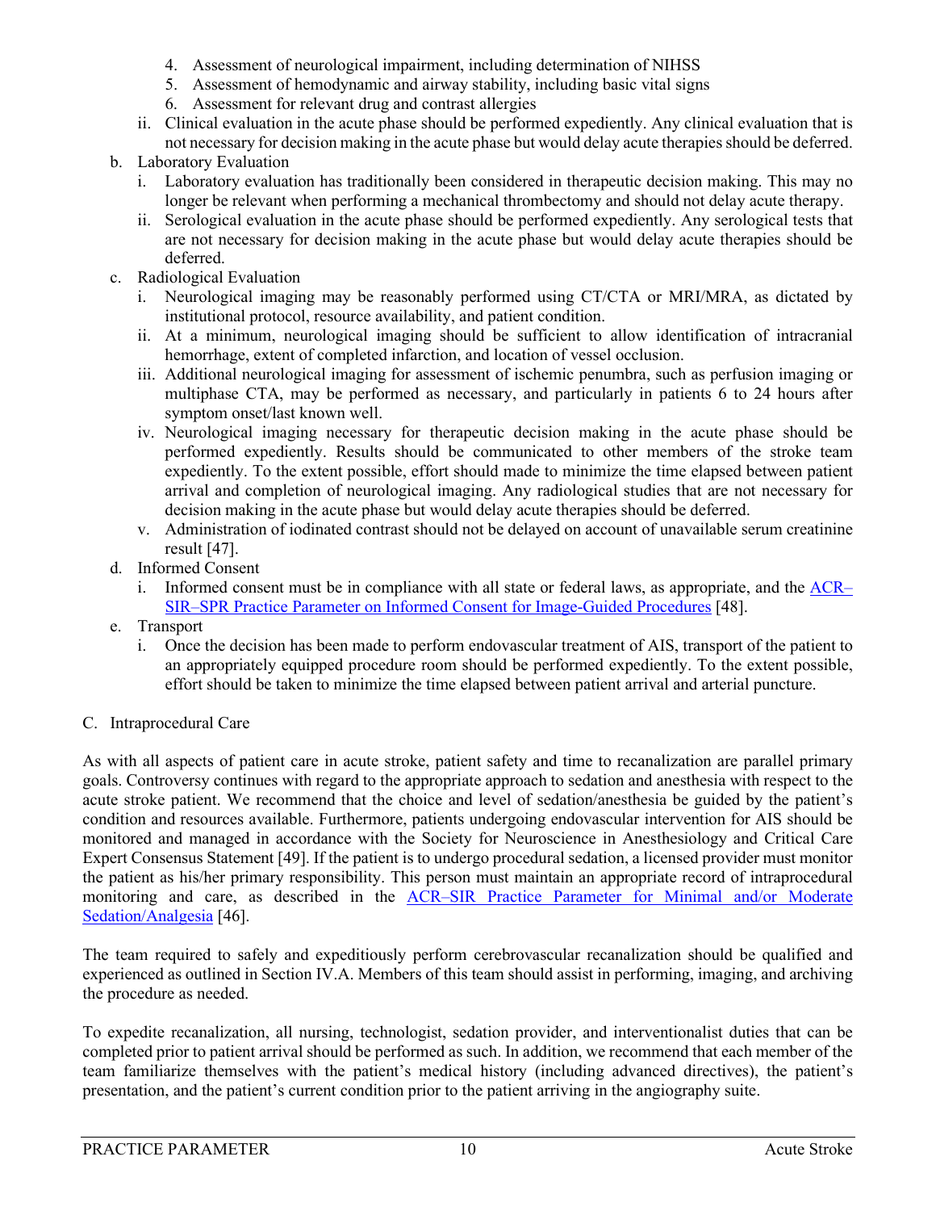4. Assessment of neurological impairment, including determination of NIHSS
5. Assessment of hemodynamic and airway stability, including basic vital signs
6. Assessment for relevant drug and contrast allergies

ii. Clinical evaluation in the acute phase should be performed expediently. Any clinical evaluation that is not necessary for decision making in the acute phase but would delay acute therapies should be deferred.

b. Laboratory Evaluation

i. Laboratory evaluation has traditionally been considered in therapeutic decision making. This may no longer be relevant when performing a mechanical thrombectomy and should not delay acute therapy.

ii. Serological evaluation in the acute phase should be performed expediently. Any serological tests that are not necessary for decision making in the acute phase but would delay acute therapies should be deferred.

c. Radiological Evaluation

i. Neurological imaging may be reasonably performed using CT/CTA or MRI/MRA, as dictated by institutional protocol, resource availability, and patient condition.

ii. At a minimum, neurological imaging should be sufficient to allow identification of intracranial hemorrhage, extent of completed infarction, and location of vessel occlusion.

iii. Additional neurological imaging for assessment of ischemic penumbra, such as perfusion imaging or multiphase CTA, may be performed as necessary, and particularly in patients 6 to 24 hours after symptom onset/last known well.

iv. Neurological imaging necessary for therapeutic decision making in the acute phase should be performed expediently. Results should be communicated to other members of the stroke team expediently. To the extent possible, effort should made to minimize the time elapsed between patient arrival and completion of neurological imaging. Any radiological studies that are not necessary for decision making in the acute phase but would delay acute therapies should be deferred.

v. Administration of iodinated contrast should not be delayed on account of unavailable serum creatinine result [47].

d. Informed Consent

i. Informed consent must be in compliance with all state or federal laws, as appropriate, and the ACR–SIR–SPR Practice Parameter on Informed Consent for Image-Guided Procedures [48].

e. Transport

i. Once the decision has been made to perform endovascular treatment of AIS, transport of the patient to an appropriately equipped procedure room should be performed expediently. To the extent possible, effort should be taken to minimize the time elapsed between patient arrival and arterial puncture.

C. Intraprocedural Care

As with all aspects of patient care in acute stroke, patient safety and time to recanalization are parallel primary goals. Controversy continues with regard to the appropriate approach to sedation and anesthesia with respect to the acute stroke patient. We recommend that the choice and level of sedation/anesthesia be guided by the patient's condition and resources available. Furthermore, patients undergoing endovascular intervention for AIS should be monitored and managed in accordance with the Society for Neuroscience in Anesthesiology and Critical Care Expert Consensus Statement [49]. If the patient is to undergo procedural sedation, a licensed provider must monitor the patient as his/her primary responsibility. This person must maintain an appropriate record of intraprocedural monitoring and care, as described in the ACR–SIR Practice Parameter for Minimal and/or Moderate Sedation/Analgesia [46].

The team required to safely and expeditiously perform cerebrovascular recanalization should be qualified and experienced as outlined in Section IV.A. Members of this team should assist in performing, imaging, and archiving the procedure as needed.

To expedite recanalization, all nursing, technologist, sedation provider, and interventionalist duties that can be completed prior to patient arrival should be performed as such. In addition, we recommend that each member of the team familiarize themselves with the patient's medical history (including advanced directives), the patient's presentation, and the patient's current condition prior to the patient arriving in the angiography suite.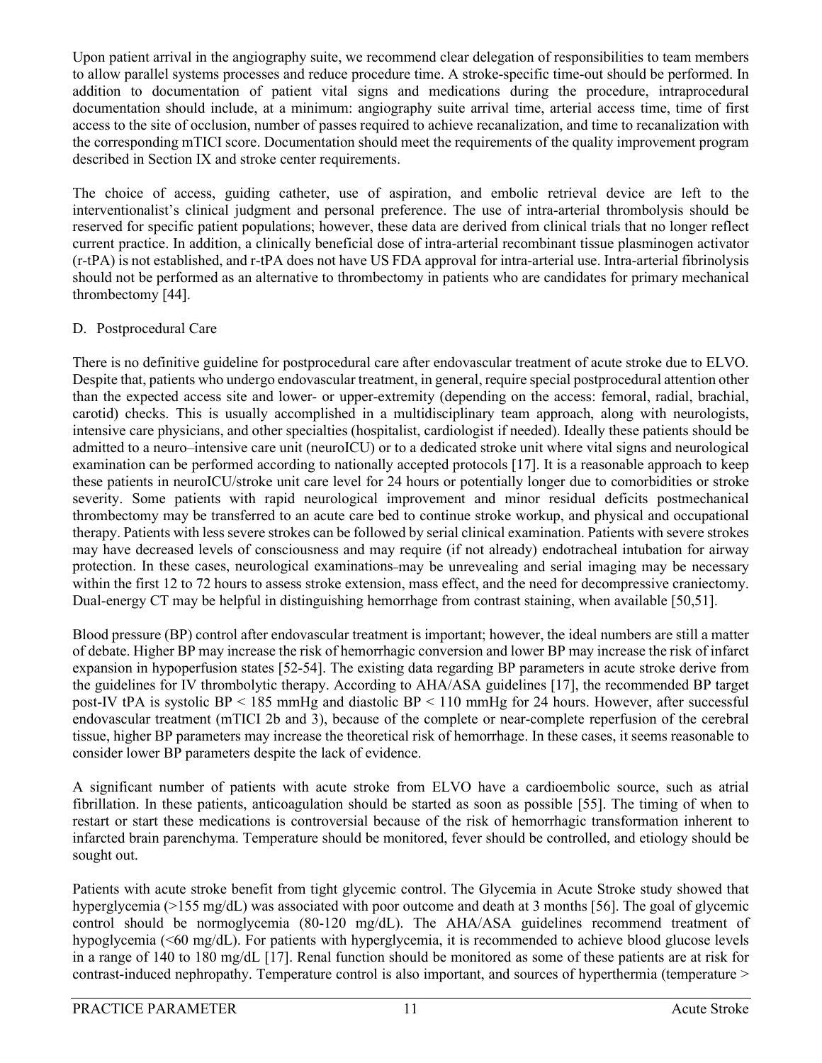Upon patient arrival in the angiography suite, we recommend clear delegation of responsibilities to team members to allow parallel systems processes and reduce procedure time. A stroke-specific time-out should be performed. In addition to documentation of patient vital signs and medications during the procedure, intraprocedural documentation should include, at a minimum: angiography suite arrival time, arterial access time, time of first access to the site of occlusion, number of passes required to achieve recanalization, and time to recanalization with the corresponding mTICI score. Documentation should meet the requirements of the quality improvement program described in Section IX and stroke center requirements.

The choice of access, guiding catheter, use of aspiration, and embolic retrieval device are left to the interventionalist's clinical judgment and personal preference. The use of intra-arterial thrombolysis should be reserved for specific patient populations; however, these data are derived from clinical trials that no longer reflect current practice. In addition, a clinically beneficial dose of intra-arterial recombinant tissue plasminogen activator (r-tPA) is not established, and r-tPA does not have US FDA approval for intra-arterial use. Intra-arterial fibrinolysis should not be performed as an alternative to thrombectomy in patients who are candidates for primary mechanical thrombectomy [44].

## D. Postprocedural Care

There is no definitive guideline for postprocedural care after endovascular treatment of acute stroke due to ELVO. Despite that, patients who undergo endovascular treatment, in general, require special postprocedural attention other than the expected access site and lower- or upper-extremity (depending on the access: femoral, radial, brachial, carotid) checks. This is usually accomplished in a multidisciplinary team approach, along with neurologists, intensive care physicians, and other specialties (hospitalist, cardiologist if needed). Ideally these patients should be admitted to a neuro–intensive care unit (neuroICU) or to a dedicated stroke unit where vital signs and neurological examination can be performed according to nationally accepted protocols [17]. It is a reasonable approach to keep these patients in neuroICU/stroke unit care level for 24 hours or potentially longer due to comorbidities or stroke severity. Some patients with rapid neurological improvement and minor residual deficits postmechanical thrombectomy may be transferred to an acute care bed to continue stroke workup, and physical and occupational therapy. Patients with less severe strokes can be followed by serial clinical examination. Patients with severe strokes may have decreased levels of consciousness and may require (if not already) endotracheal intubation for airway protection. In these cases, neurological examinations may be unrevealing and serial imaging may be necessary within the first 12 to 72 hours to assess stroke extension, mass effect, and the need for decompressive craniectomy. Dual-energy CT may be helpful in distinguishing hemorrhage from contrast staining, when available [50,51].

Blood pressure (BP) control after endovascular treatment is important; however, the ideal numbers are still a matter of debate. Higher BP may increase the risk of hemorrhagic conversion and lower BP may increase the risk of infarct expansion in hypoperfusion states [52-54]. The existing data regarding BP parameters in acute stroke derive from the guidelines for IV thrombolytic therapy. According to AHA/ASA guidelines [17], the recommended BP target post-IV tPA is systolic BP < 185 mmHg and diastolic BP < 110 mmHg for 24 hours. However, after successful endovascular treatment (mTICI 2b and 3), because of the complete or near-complete reperfusion of the cerebral tissue, higher BP parameters may increase the theoretical risk of hemorrhage. In these cases, it seems reasonable to consider lower BP parameters despite the lack of evidence.

A significant number of patients with acute stroke from ELVO have a cardioembolic source, such as atrial fibrillation. In these patients, anticoagulation should be started as soon as possible [55]. The timing of when to restart or start these medications is controversial because of the risk of hemorrhagic transformation inherent to infarcted brain parenchyma. Temperature should be monitored, fever should be controlled, and etiology should be sought out.

Patients with acute stroke benefit from tight glycemic control. The Glycemia in Acute Stroke study showed that hyperglycemia (>155 mg/dL) was associated with poor outcome and death at 3 months [56]. The goal of glycemic control should be normoglycemia (80-120 mg/dL). The AHA/ASA guidelines recommend treatment of hypoglycemia (<60 mg/dL). For patients with hyperglycemia, it is recommended to achieve blood glucose levels in a range of 140 to 180 mg/dL [17]. Renal function should be monitored as some of these patients are at risk for contrast-induced nephropathy. Temperature control is also important, and sources of hyperthermia (temperature >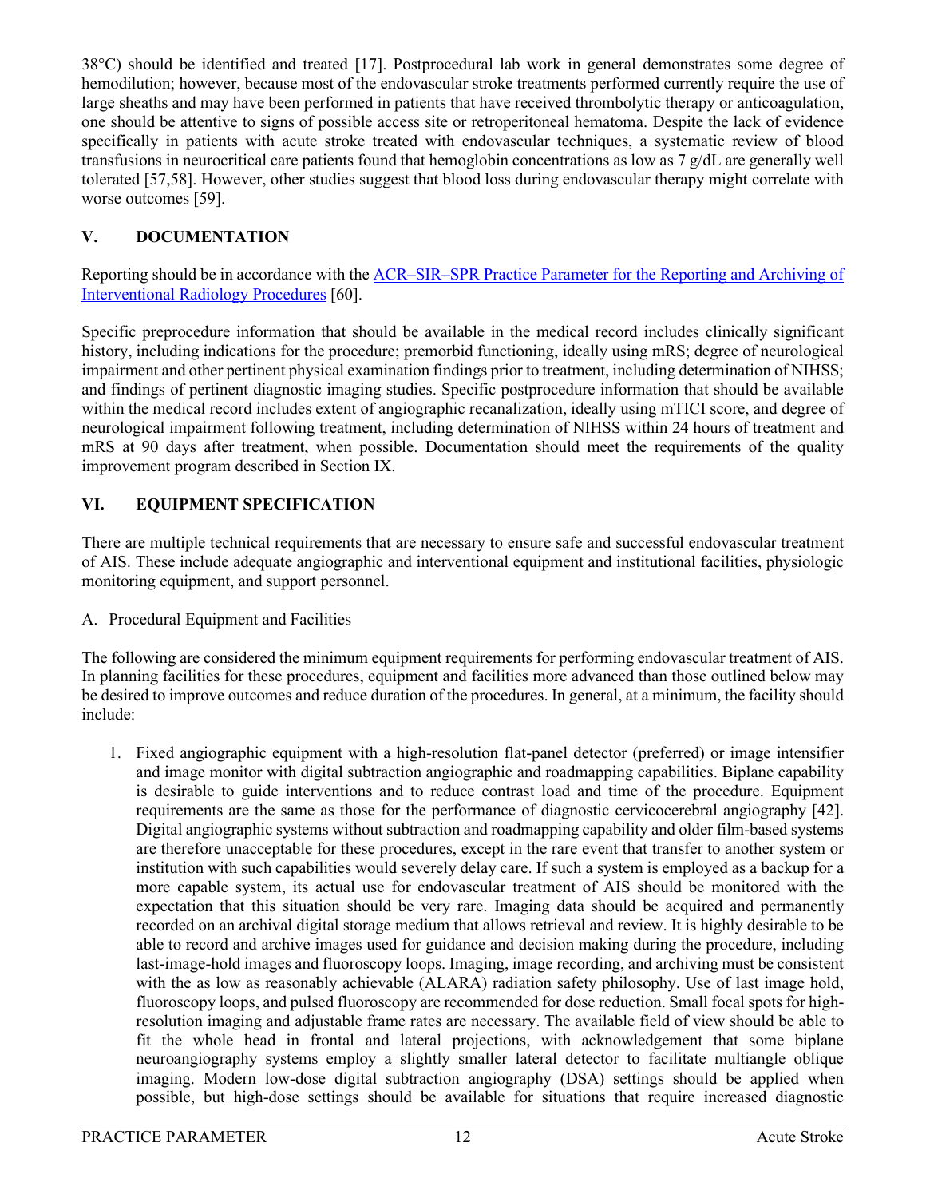38°C) should be identified and treated [17]. Postprocedural lab work in general demonstrates some degree of hemodilution; however, because most of the endovascular stroke treatments performed currently require the use of large sheaths and may have been performed in patients that have received thrombolytic therapy or anticoagulation, one should be attentive to signs of possible access site or retroperitoneal hematoma. Despite the lack of evidence specifically in patients with acute stroke treated with endovascular techniques, a systematic review of blood transfusions in neurocritical care patients found that hemoglobin concentrations as low as 7 g/dL are generally well tolerated [57,58]. However, other studies suggest that blood loss during endovascular therapy might correlate with worse outcomes [59].

## V. DOCUMENTATION

Reporting should be in accordance with the ACR–SIR–SPR Practice Parameter for the Reporting and Archiving of Interventional Radiology Procedures [60].

Specific preprocedure information that should be available in the medical record includes clinically significant history, including indications for the procedure; premorbid functioning, ideally using mRS; degree of neurological impairment and other pertinent physical examination findings prior to treatment, including determination of NIHSS; and findings of pertinent diagnostic imaging studies. Specific postprocedure information that should be available within the medical record includes extent of angiographic recanalization, ideally using mTICI score, and degree of neurological impairment following treatment, including determination of NIHSS within 24 hours of treatment and mRS at 90 days after treatment, when possible. Documentation should meet the requirements of the quality improvement program described in Section IX.

## VI. EQUIPMENT SPECIFICATION

There are multiple technical requirements that are necessary to ensure safe and successful endovascular treatment of AIS. These include adequate angiographic and interventional equipment and institutional facilities, physiologic monitoring equipment, and support personnel.

A. Procedural Equipment and Facilities

The following are considered the minimum equipment requirements for performing endovascular treatment of AIS. In planning facilities for these procedures, equipment and facilities more advanced than those outlined below may be desired to improve outcomes and reduce duration of the procedures. In general, at a minimum, the facility should include:

1. Fixed angiographic equipment with a high-resolution flat-panel detector (preferred) or image intensifier and image monitor with digital subtraction angiographic and roadmapping capabilities. Biplane capability is desirable to guide interventions and to reduce contrast load and time of the procedure. Equipment requirements are the same as those for the performance of diagnostic cervicocerebral angiography [42]. Digital angiographic systems without subtraction and roadmapping capability and older film-based systems are therefore unacceptable for these procedures, except in the rare event that transfer to another system or institution with such capabilities would severely delay care. If such a system is employed as a backup for a more capable system, its actual use for endovascular treatment of AIS should be monitored with the expectation that this situation should be very rare. Imaging data should be acquired and permanently recorded on an archival digital storage medium that allows retrieval and review. It is highly desirable to be able to record and archive images used for guidance and decision making during the procedure, including last-image-hold images and fluoroscopy loops. Imaging, image recording, and archiving must be consistent with the as low as reasonably achievable (ALARA) radiation safety philosophy. Use of last image hold, fluoroscopy loops, and pulsed fluoroscopy are recommended for dose reduction. Small focal spots for high-resolution imaging and adjustable frame rates are necessary. The available field of view should be able to fit the whole head in frontal and lateral projections, with acknowledgement that some biplane neuroangiography systems employ a slightly smaller lateral detector to facilitate multiangle oblique imaging. Modern low-dose digital subtraction angiography (DSA) settings should be applied when possible, but high-dose settings should be available for situations that require increased diagnostic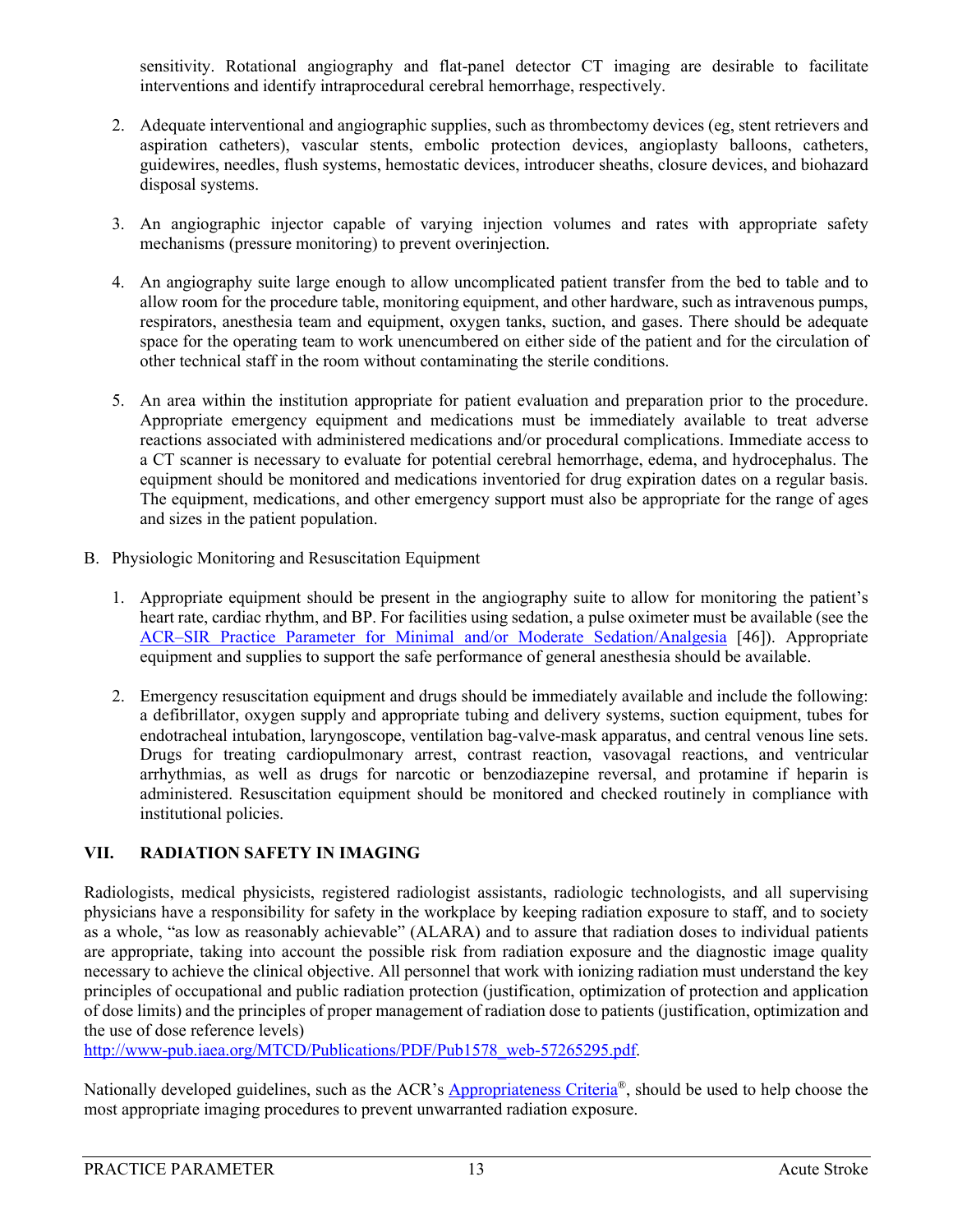sensitivity. Rotational angiography and flat-panel detector CT imaging are desirable to facilitate interventions and identify intraprocedural cerebral hemorrhage, respectively.

2. Adequate interventional and angiographic supplies, such as thrombectomy devices (eg, stent retrievers and aspiration catheters), vascular stents, embolic protection devices, angioplasty balloons, catheters, guidewires, needles, flush systems, hemostatic devices, introducer sheaths, closure devices, and biohazard disposal systems.

3. An angiographic injector capable of varying injection volumes and rates with appropriate safety mechanisms (pressure monitoring) to prevent overinjection.

4. An angiography suite large enough to allow uncomplicated patient transfer from the bed to table and to allow room for the procedure table, monitoring equipment, and other hardware, such as intravenous pumps, respirators, anesthesia team and equipment, oxygen tanks, suction, and gases. There should be adequate space for the operating team to work unencumbered on either side of the patient and for the circulation of other technical staff in the room without contaminating the sterile conditions.

5. An area within the institution appropriate for patient evaluation and preparation prior to the procedure. Appropriate emergency equipment and medications must be immediately available to treat adverse reactions associated with administered medications and/or procedural complications. Immediate access to a CT scanner is necessary to evaluate for potential cerebral hemorrhage, edema, and hydrocephalus. The equipment should be monitored and medications inventoried for drug expiration dates on a regular basis. The equipment, medications, and other emergency support must also be appropriate for the range of ages and sizes in the patient population.

B. Physiologic Monitoring and Resuscitation Equipment

1. Appropriate equipment should be present in the angiography suite to allow for monitoring the patient's heart rate, cardiac rhythm, and BP. For facilities using sedation, a pulse oximeter must be available (see the [ACR–SIR Practice Parameter for Minimal and/or Moderate Sedation/Analgesia](#) [46]). Appropriate equipment and supplies to support the safe performance of general anesthesia should be available.

2. Emergency resuscitation equipment and drugs should be immediately available and include the following: a defibrillator, oxygen supply and appropriate tubing and delivery systems, suction equipment, tubes for endotracheal intubation, laryngoscope, ventilation bag-valve-mask apparatus, and central venous line sets. Drugs for treating cardiopulmonary arrest, contrast reaction, vasovagal reactions, and ventricular arrhythmias, as well as drugs for narcotic or benzodiazepine reversal, and protamine if heparin is administered. Resuscitation equipment should be monitored and checked routinely in compliance with institutional policies.

## VII. RADIATION SAFETY IN IMAGING

Radiologists, medical physicists, registered radiologist assistants, radiologic technologists, and all supervising physicians have a responsibility for safety in the workplace by keeping radiation exposure to staff, and to society as a whole, "as low as reasonably achievable" (ALARA) and to assure that radiation doses to individual patients are appropriate, taking into account the possible risk from radiation exposure and the diagnostic image quality necessary to achieve the clinical objective. All personnel that work with ionizing radiation must understand the key principles of occupational and public radiation protection (justification, optimization of protection and application of dose limits) and the principles of proper management of radiation dose to patients (justification, optimization and the use of dose reference levels)
http://www-pub.iaea.org/MTCD/Publications/PDF/Pub1578_web-57265295.pdf.

Nationally developed guidelines, such as the ACR's [Appropriateness Criteria®](#), should be used to help choose the most appropriate imaging procedures to prevent unwarranted radiation exposure.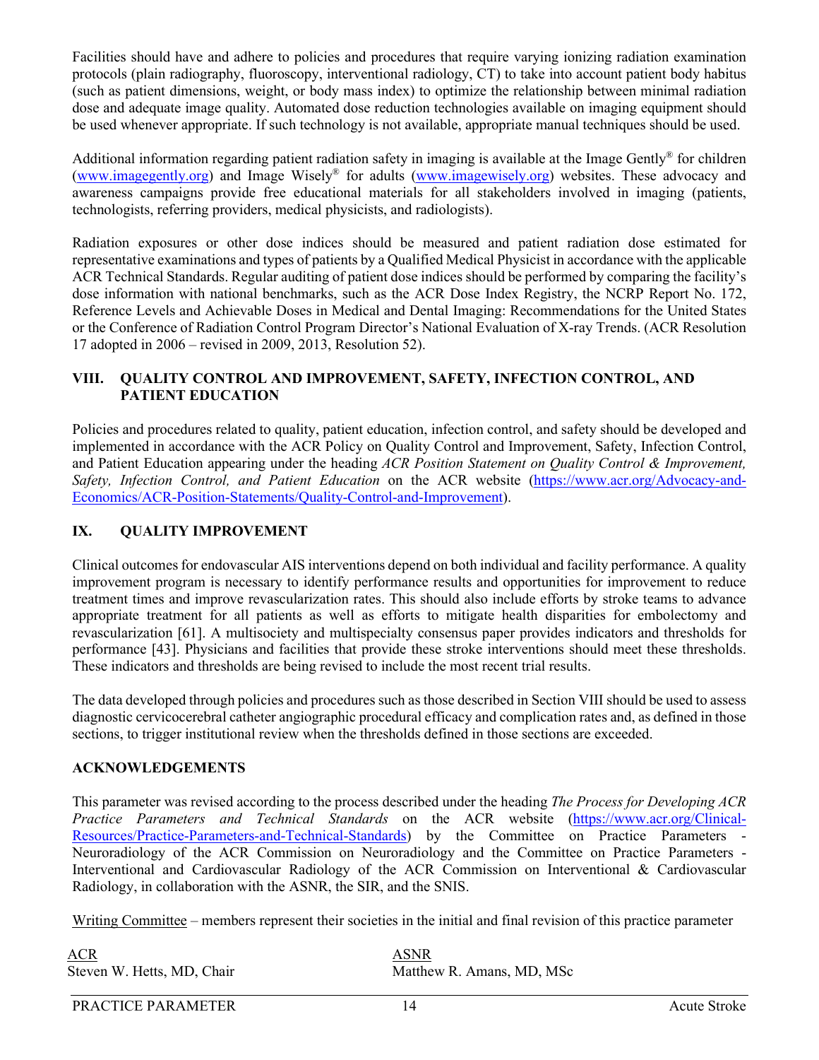Facilities should have and adhere to policies and procedures that require varying ionizing radiation examination protocols (plain radiography, fluoroscopy, interventional radiology, CT) to take into account patient body habitus (such as patient dimensions, weight, or body mass index) to optimize the relationship between minimal radiation dose and adequate image quality. Automated dose reduction technologies available on imaging equipment should be used whenever appropriate. If such technology is not available, appropriate manual techniques should be used.

Additional information regarding patient radiation safety in imaging is available at the Image Gently® for children ([www.imagegently.org](http://www.imagegently.org)) and Image Wisely® for adults ([www.imagewisely.org](http://www.imagewisely.org)) websites. These advocacy and awareness campaigns provide free educational materials for all stakeholders involved in imaging (patients, technologists, referring providers, medical physicists, and radiologists).

Radiation exposures or other dose indices should be measured and patient radiation dose estimated for representative examinations and types of patients by a Qualified Medical Physicist in accordance with the applicable ACR Technical Standards. Regular auditing of patient dose indices should be performed by comparing the facility's dose information with national benchmarks, such as the ACR Dose Index Registry, the NCRP Report No. 172, Reference Levels and Achievable Doses in Medical and Dental Imaging: Recommendations for the United States or the Conference of Radiation Control Program Director's National Evaluation of X-ray Trends. (ACR Resolution 17 adopted in 2006 – revised in 2009, 2013, Resolution 52).

## VIII. QUALITY CONTROL AND IMPROVEMENT, SAFETY, INFECTION CONTROL, AND PATIENT EDUCATION

Policies and procedures related to quality, patient education, infection control, and safety should be developed and implemented in accordance with the ACR Policy on Quality Control and Improvement, Safety, Infection Control, and Patient Education appearing under the heading *ACR Position Statement on Quality Control & Improvement, Safety, Infection Control, and Patient Education* on the ACR website ([https://www.acr.org/Advocacy-and-Economics/ACR-Position-Statements/Quality-Control-and-Improvement](https://www.acr.org/Advocacy-and-Economics/ACR-Position-Statements/Quality-Control-and-Improvement)).

## IX. QUALITY IMPROVEMENT

Clinical outcomes for endovascular AIS interventions depend on both individual and facility performance. A quality improvement program is necessary to identify performance results and opportunities for improvement to reduce treatment times and improve revascularization rates. This should also include efforts by stroke teams to advance appropriate treatment for all patients as well as efforts to mitigate health disparities for embolectomy and revascularization [61]. A multisociety and multispecialty consensus paper provides indicators and thresholds for performance [43]. Physicians and facilities that provide these stroke interventions should meet these thresholds. These indicators and thresholds are being revised to include the most recent trial results.

The data developed through policies and procedures such as those described in Section VIII should be used to assess diagnostic cervicocerebral catheter angiographic procedural efficacy and complication rates and, as defined in those sections, to trigger institutional review when the thresholds defined in those sections are exceeded.

## ACKNOWLEDGEMENTS

This parameter was revised according to the process described under the heading *The Process for Developing ACR Practice Parameters and Technical Standards* on the ACR website ([https://www.acr.org/Clinical-Resources/Practice-Parameters-and-Technical-Standards](https://www.acr.org/Clinical-Resources/Practice-Parameters-and-Technical-Standards)) by the Committee on Practice Parameters - Neuroradiology of the ACR Commission on Neuroradiology and the Committee on Practice Parameters - Interventional and Cardiovascular Radiology of the ACR Commission on Interventional & Cardiovascular Radiology, in collaboration with the ASNR, the SIR, and the SNIS.

Writing Committee – members represent their societies in the initial and final revision of this practice parameter

| ACR | ASNR |
|---|---|
| Steven W. Hetts, MD, Chair | Matthew R. Amans, MD, MSc |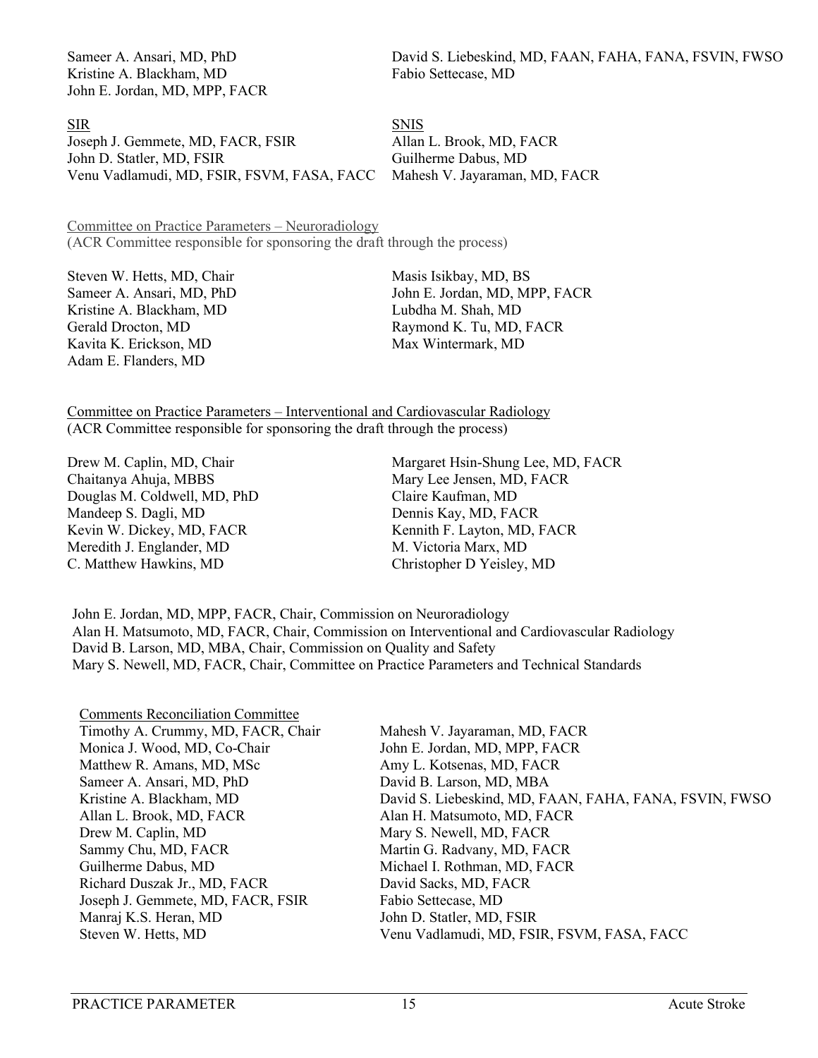Sameer A. Ansari, MD, PhD
Kristine A. Blackham, MD
John E. Jordan, MD, MPP, FACR
David S. Liebeskind, MD, FAAN, FAHA, FANA, FSVIN, FWSO
Fabio Settecase, MD

SIR

Joseph J. Gemmete, MD, FACR, FSIR
John D. Statler, MD, FSIR
Venu Vadlamudi, MD, FSIR, FSVM, FASA, FACC

SNIS

Allan L. Brook, MD, FACR
Guilherme Dabus, MD
Mahesh V. Jayaraman, MD, FACR

Committee on Practice Parameters – Neuroradiology
(ACR Committee responsible for sponsoring the draft through the process)

Steven W. Hetts, MD, Chair
Sameer A. Ansari, MD, PhD
Kristine A. Blackham, MD
Gerald Drocton, MD
Kavita K. Erickson, MD
Adam E. Flanders, MD
Masis Isikbay, MD, BS
John E. Jordan, MD, MPP, FACR
Lubdha M. Shah, MD
Raymond K. Tu, MD, FACR
Max Wintermark, MD

Committee on Practice Parameters – Interventional and Cardiovascular Radiology
(ACR Committee responsible for sponsoring the draft through the process)

Drew M. Caplin, MD, Chair
Chaitanya Ahuja, MBBS
Douglas M. Coldwell, MD, PhD
Mandeep S. Dagli, MD
Kevin W. Dickey, MD, FACR
Meredith J. Englander, MD
C. Matthew Hawkins, MD
Margaret Hsin-Shung Lee, MD, FACR
Mary Lee Jensen, MD, FACR
Claire Kaufman, MD
Dennis Kay, MD, FACR
Kennith F. Layton, MD, FACR
M. Victoria Marx, MD
Christopher D Yeisley, MD

John E. Jordan, MD, MPP, FACR, Chair, Commission on Neuroradiology
Alan H. Matsumoto, MD, FACR, Chair, Commission on Interventional and Cardiovascular Radiology
David B. Larson, MD, MBA, Chair, Commission on Quality and Safety
Mary S. Newell, MD, FACR, Chair, Committee on Practice Parameters and Technical Standards

Comments Reconciliation Committee

Timothy A. Crummy, MD, FACR, Chair
Monica J. Wood, MD, Co-Chair
Matthew R. Amans, MD, MSc
Sameer A. Ansari, MD, PhD
Kristine A. Blackham, MD
Allan L. Brook, MD, FACR
Drew M. Caplin, MD
Sammy Chu, MD, FACR
Guilherme Dabus, MD
Richard Duszak Jr., MD, FACR
Joseph J. Gemmete, MD, FACR, FSIR
Manraj K.S. Heran, MD
Steven W. Hetts, MD
Mahesh V. Jayaraman, MD, FACR
John E. Jordan, MD, MPP, FACR
Amy L. Kotsenas, MD, FACR
David B. Larson, MD, MBA
David S. Liebeskind, MD, FAAN, FAHA, FANA, FSVIN, FWSO
Alan H. Matsumoto, MD, FACR
Mary S. Newell, MD, FACR
Martin G. Radvany, MD, FACR
Michael I. Rothman, MD, FACR
David Sacks, MD, FACR
Fabio Settecase, MD
John D. Statler, MD, FSIR
Venu Vadlamudi, MD, FSIR, FSVM, FASA, FACC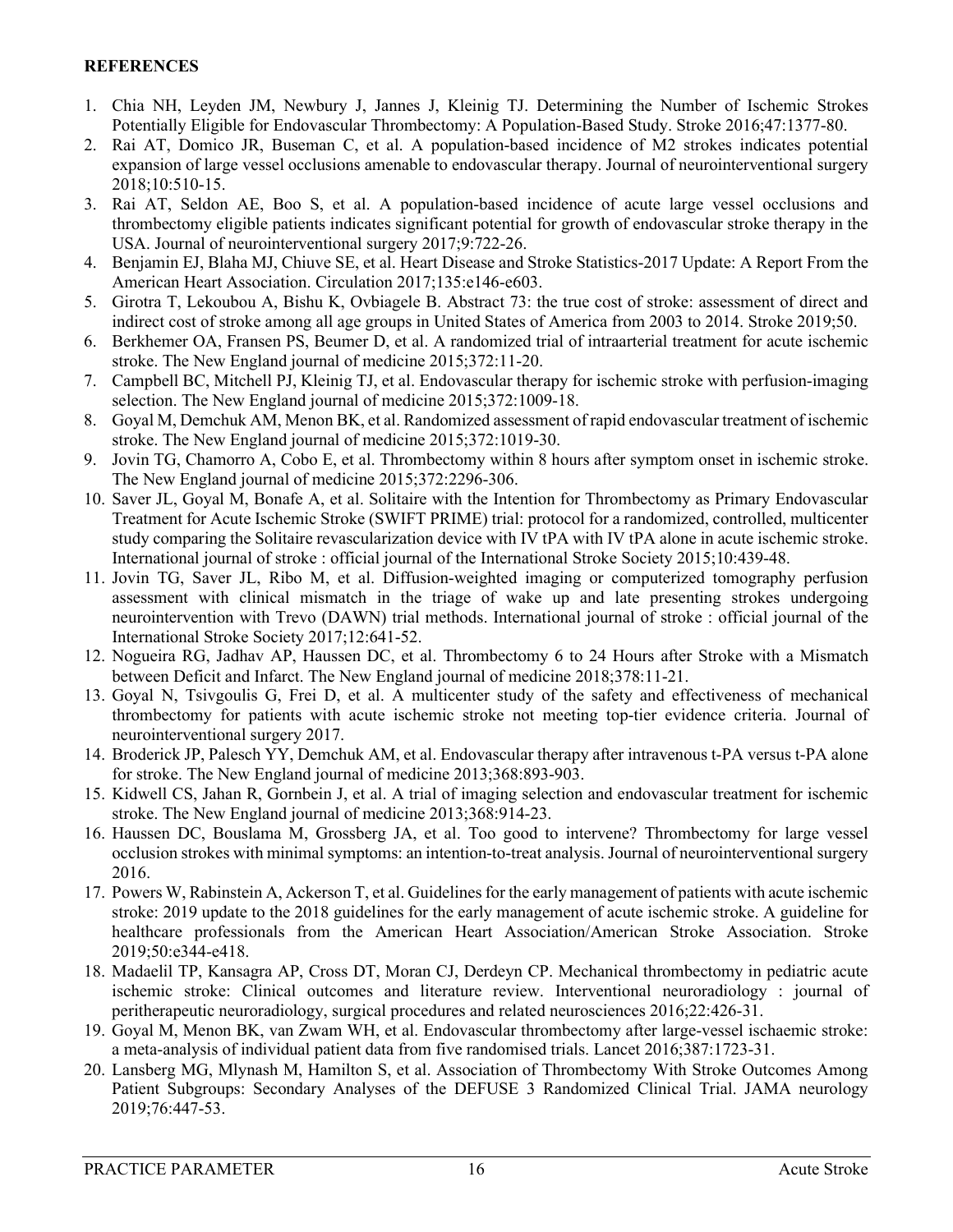**REFERENCES**

1. Chia NH, Leyden JM, Newbury J, Jannes J, Kleinig TJ. Determining the Number of Ischemic Strokes Potentially Eligible for Endovascular Thrombectomy: A Population-Based Study. Stroke 2016;47:1377-80.
2. Rai AT, Domico JR, Buseman C, et al. A population-based incidence of M2 strokes indicates potential expansion of large vessel occlusions amenable to endovascular therapy. Journal of neurointerventional surgery 2018;10:510-15.
3. Rai AT, Seldon AE, Boo S, et al. A population-based incidence of acute large vessel occlusions and thrombectomy eligible patients indicates significant potential for growth of endovascular stroke therapy in the USA. Journal of neurointerventional surgery 2017;9:722-26.
4. Benjamin EJ, Blaha MJ, Chiuve SE, et al. Heart Disease and Stroke Statistics-2017 Update: A Report From the American Heart Association. Circulation 2017;135:e146-e603.
5. Girotra T, Lekoubou A, Bishu K, Ovbiagele B. Abstract 73: the true cost of stroke: assessment of direct and indirect cost of stroke among all age groups in United States of America from 2003 to 2014. Stroke 2019;50.
6. Berkhemer OA, Fransen PS, Beumer D, et al. A randomized trial of intraarterial treatment for acute ischemic stroke. The New England journal of medicine 2015;372:11-20.
7. Campbell BC, Mitchell PJ, Kleinig TJ, et al. Endovascular therapy for ischemic stroke with perfusion-imaging selection. The New England journal of medicine 2015;372:1009-18.
8. Goyal M, Demchuk AM, Menon BK, et al. Randomized assessment of rapid endovascular treatment of ischemic stroke. The New England journal of medicine 2015;372:1019-30.
9. Jovin TG, Chamorro A, Cobo E, et al. Thrombectomy within 8 hours after symptom onset in ischemic stroke. The New England journal of medicine 2015;372:2296-306.
10. Saver JL, Goyal M, Bonafe A, et al. Solitaire with the Intention for Thrombectomy as Primary Endovascular Treatment for Acute Ischemic Stroke (SWIFT PRIME) trial: protocol for a randomized, controlled, multicenter study comparing the Solitaire revascularization device with IV tPA with IV tPA alone in acute ischemic stroke. International journal of stroke : official journal of the International Stroke Society 2015;10:439-48.
11. Jovin TG, Saver JL, Ribo M, et al. Diffusion-weighted imaging or computerized tomography perfusion assessment with clinical mismatch in the triage of wake up and late presenting strokes undergoing neurointervention with Trevo (DAWN) trial methods. International journal of stroke : official journal of the International Stroke Society 2017;12:641-52.
12. Nogueira RG, Jadhav AP, Haussen DC, et al. Thrombectomy 6 to 24 Hours after Stroke with a Mismatch between Deficit and Infarct. The New England journal of medicine 2018;378:11-21.
13. Goyal N, Tsivgoulis G, Frei D, et al. A multicenter study of the safety and effectiveness of mechanical thrombectomy for patients with acute ischemic stroke not meeting top-tier evidence criteria. Journal of neurointerventional surgery 2017.
14. Broderick JP, Palesch YY, Demchuk AM, et al. Endovascular therapy after intravenous t-PA versus t-PA alone for stroke. The New England journal of medicine 2013;368:893-903.
15. Kidwell CS, Jahan R, Gornbein J, et al. A trial of imaging selection and endovascular treatment for ischemic stroke. The New England journal of medicine 2013;368:914-23.
16. Haussen DC, Bouslama M, Grossberg JA, et al. Too good to intervene? Thrombectomy for large vessel occlusion strokes with minimal symptoms: an intention-to-treat analysis. Journal of neurointerventional surgery 2016.
17. Powers W, Rabinstein A, Ackerson T, et al. Guidelines for the early management of patients with acute ischemic stroke: 2019 update to the 2018 guidelines for the early management of acute ischemic stroke. A guideline for healthcare professionals from the American Heart Association/American Stroke Association. Stroke 2019;50:e344-e418.
18. Madaelil TP, Kansagra AP, Cross DT, Moran CJ, Derdeyn CP. Mechanical thrombectomy in pediatric acute ischemic stroke: Clinical outcomes and literature review. Interventional neuroradiology : journal of peritherapeutic neuroradiology, surgical procedures and related neurosciences 2016;22:426-31.
19. Goyal M, Menon BK, van Zwam WH, et al. Endovascular thrombectomy after large-vessel ischaemic stroke: a meta-analysis of individual patient data from five randomised trials. Lancet 2016;387:1723-31.
20. Lansberg MG, Mlynash M, Hamilton S, et al. Association of Thrombectomy With Stroke Outcomes Among Patient Subgroups: Secondary Analyses of the DEFUSE 3 Randomized Clinical Trial. JAMA neurology 2019;76:447-53.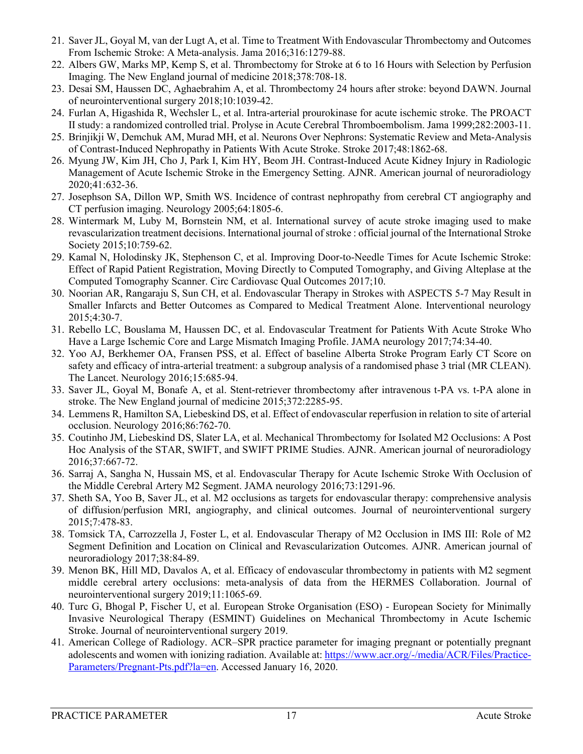21. Saver JL, Goyal M, van der Lugt A, et al. Time to Treatment With Endovascular Thrombectomy and Outcomes From Ischemic Stroke: A Meta-analysis. Jama 2016;316:1279-88.
22. Albers GW, Marks MP, Kemp S, et al. Thrombectomy for Stroke at 6 to 16 Hours with Selection by Perfusion Imaging. The New England journal of medicine 2018;378:708-18.
23. Desai SM, Haussen DC, Aghaebrahim A, et al. Thrombectomy 24 hours after stroke: beyond DAWN. Journal of neurointerventional surgery 2018;10:1039-42.
24. Furlan A, Higashida R, Wechsler L, et al. Intra-arterial prourokinase for acute ischemic stroke. The PROACT II study: a randomized controlled trial. Prolyse in Acute Cerebral Thromboembolism. Jama 1999;282:2003-11.
25. Brinjikji W, Demchuk AM, Murad MH, et al. Neurons Over Nephrons: Systematic Review and Meta-Analysis of Contrast-Induced Nephropathy in Patients With Acute Stroke. Stroke 2017;48:1862-68.
26. Myung JW, Kim JH, Cho J, Park I, Kim HY, Beom JH. Contrast-Induced Acute Kidney Injury in Radiologic Management of Acute Ischemic Stroke in the Emergency Setting. AJNR. American journal of neuroradiology 2020;41:632-36.
27. Josephson SA, Dillon WP, Smith WS. Incidence of contrast nephropathy from cerebral CT angiography and CT perfusion imaging. Neurology 2005;64:1805-6.
28. Wintermark M, Luby M, Bornstein NM, et al. International survey of acute stroke imaging used to make revascularization treatment decisions. International journal of stroke : official journal of the International Stroke Society 2015;10:759-62.
29. Kamal N, Holodinsky JK, Stephenson C, et al. Improving Door-to-Needle Times for Acute Ischemic Stroke: Effect of Rapid Patient Registration, Moving Directly to Computed Tomography, and Giving Alteplase at the Computed Tomography Scanner. Circ Cardiovasc Qual Outcomes 2017;10.
30. Noorian AR, Rangaraju S, Sun CH, et al. Endovascular Therapy in Strokes with ASPECTS 5-7 May Result in Smaller Infarcts and Better Outcomes as Compared to Medical Treatment Alone. Interventional neurology 2015;4:30-7.
31. Rebello LC, Bouslama M, Haussen DC, et al. Endovascular Treatment for Patients With Acute Stroke Who Have a Large Ischemic Core and Large Mismatch Imaging Profile. JAMA neurology 2017;74:34-40.
32. Yoo AJ, Berkhemer OA, Fransen PSS, et al. Effect of baseline Alberta Stroke Program Early CT Score on safety and efficacy of intra-arterial treatment: a subgroup analysis of a randomised phase 3 trial (MR CLEAN). The Lancet. Neurology 2016;15:685-94.
33. Saver JL, Goyal M, Bonafe A, et al. Stent-retriever thrombectomy after intravenous t-PA vs. t-PA alone in stroke. The New England journal of medicine 2015;372:2285-95.
34. Lemmens R, Hamilton SA, Liebeskind DS, et al. Effect of endovascular reperfusion in relation to site of arterial occlusion. Neurology 2016;86:762-70.
35. Coutinho JM, Liebeskind DS, Slater LA, et al. Mechanical Thrombectomy for Isolated M2 Occlusions: A Post Hoc Analysis of the STAR, SWIFT, and SWIFT PRIME Studies. AJNR. American journal of neuroradiology 2016;37:667-72.
36. Sarraj A, Sangha N, Hussain MS, et al. Endovascular Therapy for Acute Ischemic Stroke With Occlusion of the Middle Cerebral Artery M2 Segment. JAMA neurology 2016;73:1291-96.
37. Sheth SA, Yoo B, Saver JL, et al. M2 occlusions as targets for endovascular therapy: comprehensive analysis of diffusion/perfusion MRI, angiography, and clinical outcomes. Journal of neurointerventional surgery 2015;7:478-83.
38. Tomsick TA, Carrozzella J, Foster L, et al. Endovascular Therapy of M2 Occlusion in IMS III: Role of M2 Segment Definition and Location on Clinical and Revascularization Outcomes. AJNR. American journal of neuroradiology 2017;38:84-89.
39. Menon BK, Hill MD, Davalos A, et al. Efficacy of endovascular thrombectomy in patients with M2 segment middle cerebral artery occlusions: meta-analysis of data from the HERMES Collaboration. Journal of neurointerventional surgery 2019;11:1065-69.
40. Turc G, Bhogal P, Fischer U, et al. European Stroke Organisation (ESO) - European Society for Minimally Invasive Neurological Therapy (ESMINT) Guidelines on Mechanical Thrombectomy in Acute Ischemic Stroke. Journal of neurointerventional surgery 2019.
41. American College of Radiology. ACR–SPR practice parameter for imaging pregnant or potentially pregnant adolescents and women with ionizing radiation. Available at: https://www.acr.org/-/media/ACR/Files/Practice-Parameters/Pregnant-Pts.pdf?la=en. Accessed January 16, 2020.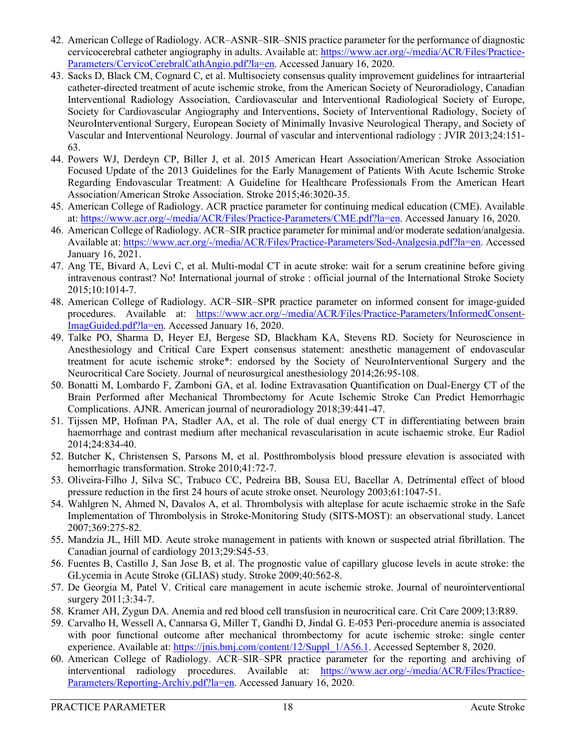42. American College of Radiology. ACR–ASNR–SIR–SNIS practice parameter for the performance of diagnostic cervicocerebral catheter angiography in adults. Available at: https://www.acr.org/-/media/ACR/Files/Practice-Parameters/CervicoCerebralCathAngio.pdf?la=en. Accessed January 16, 2020.
43. Sacks D, Black CM, Cognard C, et al. Multisociety consensus quality improvement guidelines for intraarterial catheter-directed treatment of acute ischemic stroke, from the American Society of Neuroradiology, Canadian Interventional Radiology Association, Cardiovascular and Interventional Radiological Society of Europe, Society for Cardiovascular Angiography and Interventions, Society of Interventional Radiology, Society of NeuroInterventional Surgery, European Society of Minimally Invasive Neurological Therapy, and Society of Vascular and Interventional Neurology. Journal of vascular and interventional radiology : JVIR 2013;24:151-63.
44. Powers WJ, Derdeyn CP, Biller J, et al. 2015 American Heart Association/American Stroke Association Focused Update of the 2013 Guidelines for the Early Management of Patients With Acute Ischemic Stroke Regarding Endovascular Treatment: A Guideline for Healthcare Professionals From the American Heart Association/American Stroke Association. Stroke 2015;46:3020-35.
45. American College of Radiology. ACR practice parameter for continuing medical education (CME). Available at: https://www.acr.org/-/media/ACR/Files/Practice-Parameters/CME.pdf?la=en. Accessed January 16, 2020.
46. American College of Radiology. ACR–SIR practice parameter for minimal and/or moderate sedation/analgesia. Available at: https://www.acr.org/-/media/ACR/Files/Practice-Parameters/Sed-Analgesia.pdf?la=en. Accessed January 16, 2021.
47. Ang TE, Bivard A, Levi C, et al. Multi-modal CT in acute stroke: wait for a serum creatinine before giving intravenous contrast? No! International journal of stroke : official journal of the International Stroke Society 2015;10:1014-7.
48. American College of Radiology. ACR–SIR–SPR practice parameter on informed consent for image-guided procedures. Available at: https://www.acr.org/-/media/ACR/Files/Practice-Parameters/InformedConsent-ImagGuided.pdf?la=en. Accessed January 16, 2020.
49. Talke PO, Sharma D, Heyer EJ, Bergese SD, Blackham KA, Stevens RD. Society for Neuroscience in Anesthesiology and Critical Care Expert consensus statement: anesthetic management of endovascular treatment for acute ischemic stroke*: endorsed by the Society of NeuroInterventional Surgery and the Neurocritical Care Society. Journal of neurosurgical anesthesiology 2014;26:95-108.
50. Bonatti M, Lombardo F, Zamboni GA, et al. Iodine Extravasation Quantification on Dual-Energy CT of the Brain Performed after Mechanical Thrombectomy for Acute Ischemic Stroke Can Predict Hemorrhagic Complications. AJNR. American journal of neuroradiology 2018;39:441-47.
51. Tijssen MP, Hofman PA, Stadler AA, et al. The role of dual energy CT in differentiating between brain haemorrhage and contrast medium after mechanical revascularisation in acute ischaemic stroke. Eur Radiol 2014;24:834-40.
52. Butcher K, Christensen S, Parsons M, et al. Postthrombolysis blood pressure elevation is associated with hemorrhagic transformation. Stroke 2010;41:72-7.
53. Oliveira-Filho J, Silva SC, Trabuco CC, Pedreira BB, Sousa EU, Bacellar A. Detrimental effect of blood pressure reduction in the first 24 hours of acute stroke onset. Neurology 2003;61:1047-51.
54. Wahlgren N, Ahmed N, Davalos A, et al. Thrombolysis with alteplase for acute ischaemic stroke in the Safe Implementation of Thrombolysis in Stroke-Monitoring Study (SITS-MOST): an observational study. Lancet 2007;369:275-82.
55. Mandzia JL, Hill MD. Acute stroke management in patients with known or suspected atrial fibrillation. The Canadian journal of cardiology 2013;29:S45-53.
56. Fuentes B, Castillo J, San Jose B, et al. The prognostic value of capillary glucose levels in acute stroke: the GLycemia in Acute Stroke (GLIAS) study. Stroke 2009;40:562-8.
57. De Georgia M, Patel V. Critical care management in acute ischemic stroke. Journal of neurointerventional surgery 2011;3:34-7.
58. Kramer AH, Zygun DA. Anemia and red blood cell transfusion in neurocritical care. Crit Care 2009;13:R89.
59. Carvalho H, Wessell A, Cannarsa G, Miller T, Gandhi D, Jindal G. E-053 Peri-procedure anemia is associated with poor functional outcome after mechanical thrombectomy for acute ischemic stroke: single center experience. Available at: https://jnis.bmj.com/content/12/Suppl_1/A56.1. Accessed September 8, 2020.
60. American College of Radiology. ACR–SIR–SPR practice parameter for the reporting and archiving of interventional radiology procedures. Available at: https://www.acr.org/-/media/ACR/Files/Practice-Parameters/Reporting-Archiv.pdf?la=en. Accessed January 16, 2020.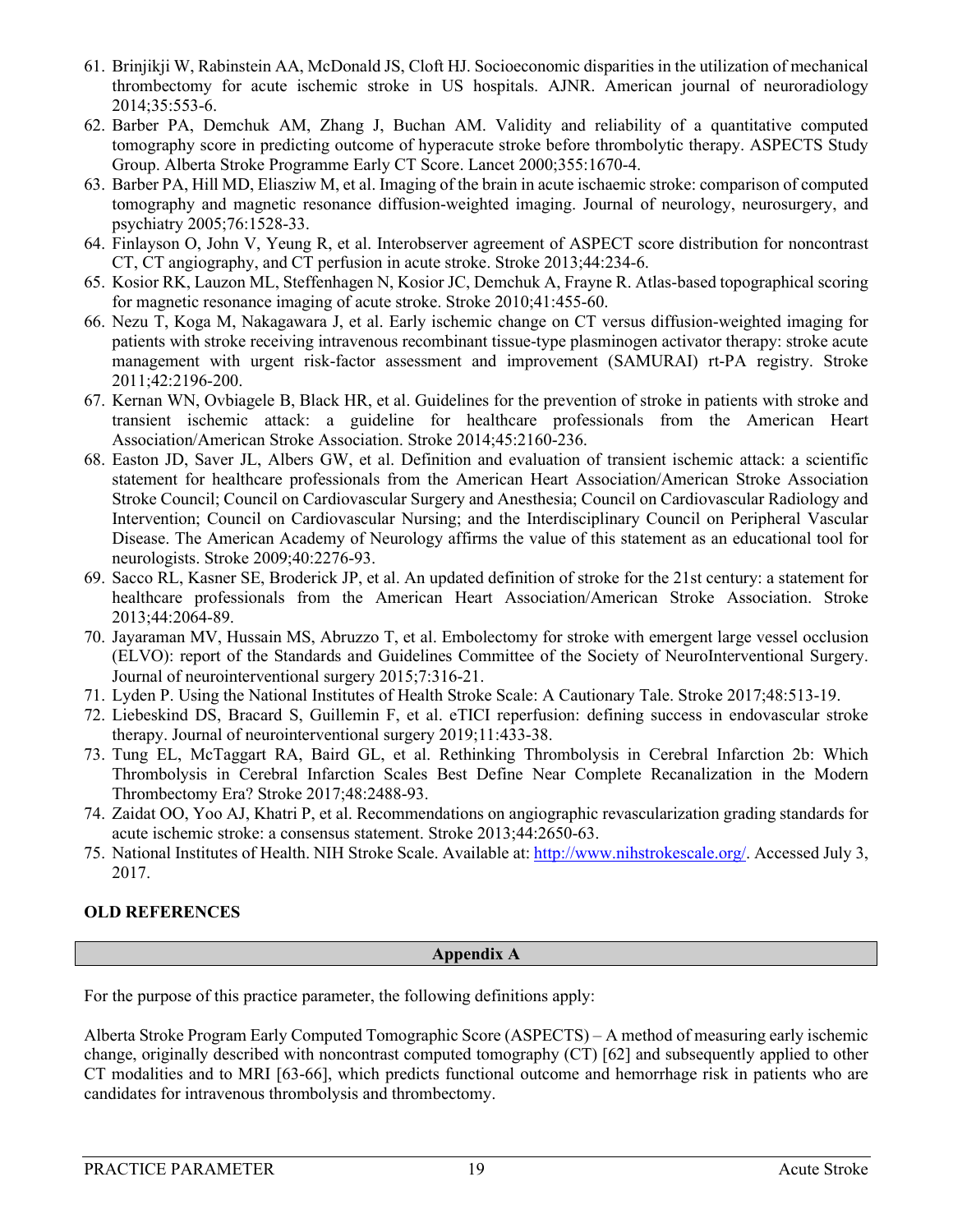61. Brinjikji W, Rabinstein AA, McDonald JS, Cloft HJ. Socioeconomic disparities in the utilization of mechanical thrombectomy for acute ischemic stroke in US hospitals. AJNR. American journal of neuroradiology 2014;35:553-6.
62. Barber PA, Demchuk AM, Zhang J, Buchan AM. Validity and reliability of a quantitative computed tomography score in predicting outcome of hyperacute stroke before thrombolytic therapy. ASPECTS Study Group. Alberta Stroke Programme Early CT Score. Lancet 2000;355:1670-4.
63. Barber PA, Hill MD, Eliasziw M, et al. Imaging of the brain in acute ischaemic stroke: comparison of computed tomography and magnetic resonance diffusion-weighted imaging. Journal of neurology, neurosurgery, and psychiatry 2005;76:1528-33.
64. Finlayson O, John V, Yeung R, et al. Interobserver agreement of ASPECT score distribution for noncontrast CT, CT angiography, and CT perfusion in acute stroke. Stroke 2013;44:234-6.
65. Kosior RK, Lauzon ML, Steffenhagen N, Kosior JC, Demchuk A, Frayne R. Atlas-based topographical scoring for magnetic resonance imaging of acute stroke. Stroke 2010;41:455-60.
66. Nezu T, Koga M, Nakagawara J, et al. Early ischemic change on CT versus diffusion-weighted imaging for patients with stroke receiving intravenous recombinant tissue-type plasminogen activator therapy: stroke acute management with urgent risk-factor assessment and improvement (SAMURAI) rt-PA registry. Stroke 2011;42:2196-200.
67. Kernan WN, Ovbiagele B, Black HR, et al. Guidelines for the prevention of stroke in patients with stroke and transient ischemic attack: a guideline for healthcare professionals from the American Heart Association/American Stroke Association. Stroke 2014;45:2160-236.
68. Easton JD, Saver JL, Albers GW, et al. Definition and evaluation of transient ischemic attack: a scientific statement for healthcare professionals from the American Heart Association/American Stroke Association Stroke Council; Council on Cardiovascular Surgery and Anesthesia; Council on Cardiovascular Radiology and Intervention; Council on Cardiovascular Nursing; and the Interdisciplinary Council on Peripheral Vascular Disease. The American Academy of Neurology affirms the value of this statement as an educational tool for neurologists. Stroke 2009;40:2276-93.
69. Sacco RL, Kasner SE, Broderick JP, et al. An updated definition of stroke for the 21st century: a statement for healthcare professionals from the American Heart Association/American Stroke Association. Stroke 2013;44:2064-89.
70. Jayaraman MV, Hussain MS, Abruzzo T, et al. Embolectomy for stroke with emergent large vessel occlusion (ELVO): report of the Standards and Guidelines Committee of the Society of NeuroInterventional Surgery. Journal of neurointerventional surgery 2015;7:316-21.
71. Lyden P. Using the National Institutes of Health Stroke Scale: A Cautionary Tale. Stroke 2017;48:513-19.
72. Liebeskind DS, Bracard S, Guillemin F, et al. eTICI reperfusion: defining success in endovascular stroke therapy. Journal of neurointerventional surgery 2019;11:433-38.
73. Tung EL, McTaggart RA, Baird GL, et al. Rethinking Thrombolysis in Cerebral Infarction 2b: Which Thrombolysis in Cerebral Infarction Scales Best Define Near Complete Recanalization in the Modern Thrombectomy Era? Stroke 2017;48:2488-93.
74. Zaidat OO, Yoo AJ, Khatri P, et al. Recommendations on angiographic revascularization grading standards for acute ischemic stroke: a consensus statement. Stroke 2013;44:2650-63.
75. National Institutes of Health. NIH Stroke Scale. Available at: http://www.nihstrokescale.org/. Accessed July 3, 2017.

**OLD REFERENCES**

## Appendix A

For the purpose of this practice parameter, the following definitions apply:

Alberta Stroke Program Early Computed Tomographic Score (ASPECTS) – A method of measuring early ischemic change, originally described with noncontrast computed tomography (CT) [62] and subsequently applied to other CT modalities and to MRI [63-66], which predicts functional outcome and hemorrhage risk in patients who are candidates for intravenous thrombolysis and thrombectomy.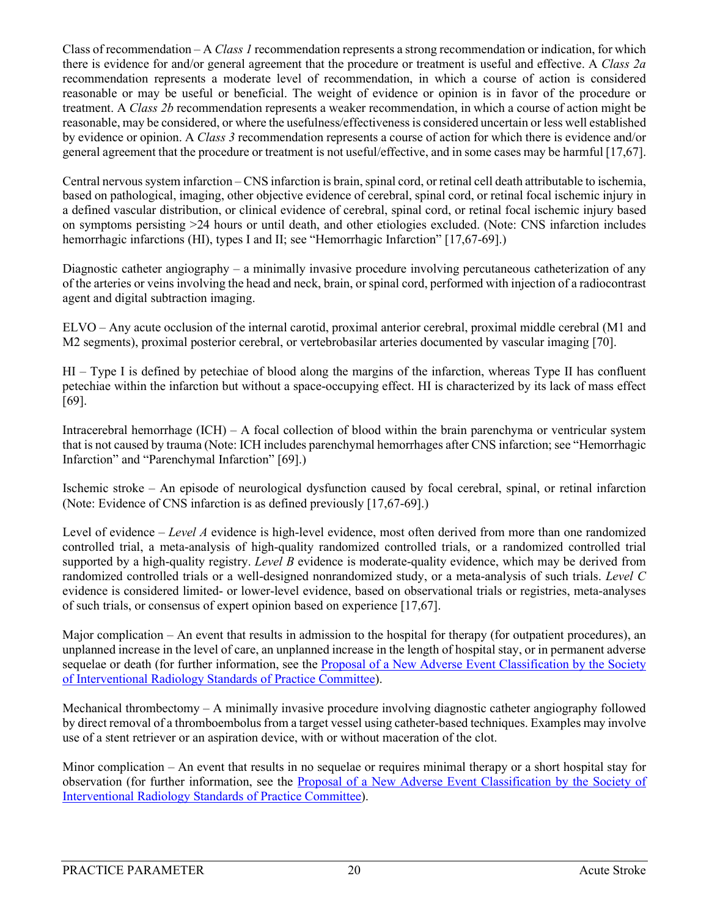Class of recommendation – A *Class 1* recommendation represents a strong recommendation or indication, for which there is evidence for and/or general agreement that the procedure or treatment is useful and effective. A *Class 2a* recommendation represents a moderate level of recommendation, in which a course of action is considered reasonable or may be useful or beneficial. The weight of evidence or opinion is in favor of the procedure or treatment. A *Class 2b* recommendation represents a weaker recommendation, in which a course of action might be reasonable, may be considered, or where the usefulness/effectiveness is considered uncertain or less well established by evidence or opinion. A *Class 3* recommendation represents a course of action for which there is evidence and/or general agreement that the procedure or treatment is not useful/effective, and in some cases may be harmful [17,67].

Central nervous system infarction – CNS infarction is brain, spinal cord, or retinal cell death attributable to ischemia, based on pathological, imaging, other objective evidence of cerebral, spinal cord, or retinal focal ischemic injury in a defined vascular distribution, or clinical evidence of cerebral, spinal cord, or retinal focal ischemic injury based on symptoms persisting >24 hours or until death, and other etiologies excluded. (Note: CNS infarction includes hemorrhagic infarctions (HI), types I and II; see "Hemorrhagic Infarction" [17,67-69].)

Diagnostic catheter angiography – a minimally invasive procedure involving percutaneous catheterization of any of the arteries or veins involving the head and neck, brain, or spinal cord, performed with injection of a radiocontrast agent and digital subtraction imaging.

ELVO – Any acute occlusion of the internal carotid, proximal anterior cerebral, proximal middle cerebral (M1 and M2 segments), proximal posterior cerebral, or vertebrobasilar arteries documented by vascular imaging [70].

HI – Type I is defined by petechiae of blood along the margins of the infarction, whereas Type II has confluent petechiae within the infarction but without a space-occupying effect. HI is characterized by its lack of mass effect [69].

Intracerebral hemorrhage (ICH) – A focal collection of blood within the brain parenchyma or ventricular system that is not caused by trauma (Note: ICH includes parenchymal hemorrhages after CNS infarction; see "Hemorrhagic Infarction" and "Parenchymal Infarction" [69].)

Ischemic stroke – An episode of neurological dysfunction caused by focal cerebral, spinal, or retinal infarction (Note: Evidence of CNS infarction is as defined previously [17,67-69].)

Level of evidence – *Level A* evidence is high-level evidence, most often derived from more than one randomized controlled trial, a meta-analysis of high-quality randomized controlled trials, or a randomized controlled trial supported by a high-quality registry. *Level B* evidence is moderate-quality evidence, which may be derived from randomized controlled trials or a well-designed nonrandomized study, or a meta-analysis of such trials. *Level C* evidence is considered limited- or lower-level evidence, based on observational trials or registries, meta-analyses of such trials, or consensus of expert opinion based on experience [17,67].

Major complication – An event that results in admission to the hospital for therapy (for outpatient procedures), an unplanned increase in the level of care, an unplanned increase in the length of hospital stay, or in permanent adverse sequelae or death (for further information, see the [Proposal of a New Adverse Event Classification by the Society of Interventional Radiology Standards of Practice Committee]()).

Mechanical thrombectomy – A minimally invasive procedure involving diagnostic catheter angiography followed by direct removal of a thromboembolus from a target vessel using catheter-based techniques. Examples may involve use of a stent retriever or an aspiration device, with or without maceration of the clot.

Minor complication – An event that results in no sequelae or requires minimal therapy or a short hospital stay for observation (for further information, see the [Proposal of a New Adverse Event Classification by the Society of Interventional Radiology Standards of Practice Committee]()).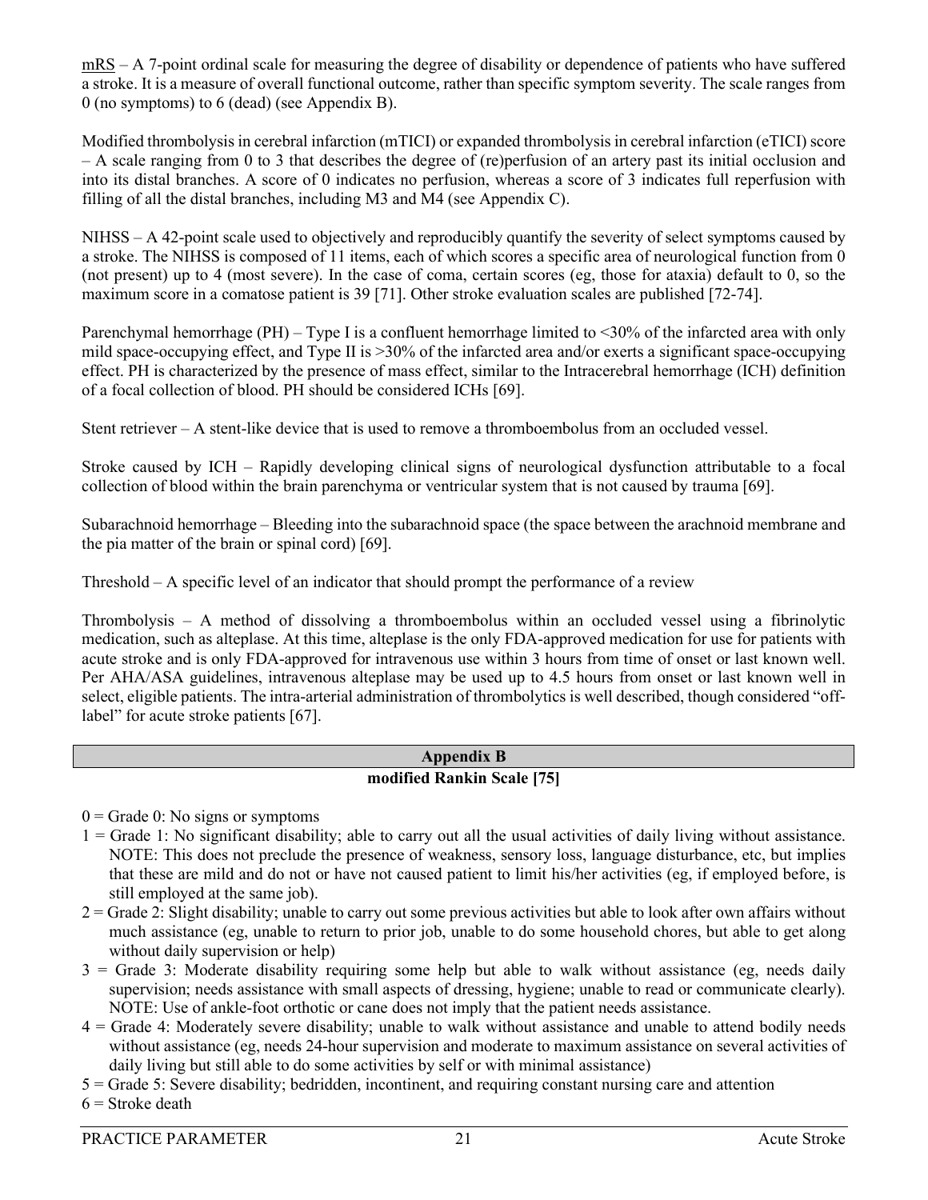mRS – A 7-point ordinal scale for measuring the degree of disability or dependence of patients who have suffered a stroke. It is a measure of overall functional outcome, rather than specific symptom severity. The scale ranges from 0 (no symptoms) to 6 (dead) (see Appendix B).

Modified thrombolysis in cerebral infarction (mTICI) or expanded thrombolysis in cerebral infarction (eTICI) score – A scale ranging from 0 to 3 that describes the degree of (re)perfusion of an artery past its initial occlusion and into its distal branches. A score of 0 indicates no perfusion, whereas a score of 3 indicates full reperfusion with filling of all the distal branches, including M3 and M4 (see Appendix C).

NIHSS – A 42-point scale used to objectively and reproducibly quantify the severity of select symptoms caused by a stroke. The NIHSS is composed of 11 items, each of which scores a specific area of neurological function from 0 (not present) up to 4 (most severe). In the case of coma, certain scores (eg, those for ataxia) default to 0, so the maximum score in a comatose patient is 39 [71]. Other stroke evaluation scales are published [72-74].

Parenchymal hemorrhage (PH) – Type I is a confluent hemorrhage limited to <30% of the infarcted area with only mild space-occupying effect, and Type II is >30% of the infarcted area and/or exerts a significant space-occupying effect. PH is characterized by the presence of mass effect, similar to the Intracerebral hemorrhage (ICH) definition of a focal collection of blood. PH should be considered ICHs [69].

Stent retriever – A stent-like device that is used to remove a thromboembolus from an occluded vessel.

Stroke caused by ICH – Rapidly developing clinical signs of neurological dysfunction attributable to a focal collection of blood within the brain parenchyma or ventricular system that is not caused by trauma [69].

Subarachnoid hemorrhage – Bleeding into the subarachnoid space (the space between the arachnoid membrane and the pia matter of the brain or spinal cord) [69].

Threshold – A specific level of an indicator that should prompt the performance of a review

Thrombolysis – A method of dissolving a thromboembolus within an occluded vessel using a fibrinolytic medication, such as alteplase. At this time, alteplase is the only FDA-approved medication for use for patients with acute stroke and is only FDA-approved for intravenous use within 3 hours from time of onset or last known well. Per AHA/ASA guidelines, intravenous alteplase may be used up to 4.5 hours from onset or last known well in select, eligible patients. The intra-arterial administration of thrombolytics is well described, though considered "off-label" for acute stroke patients [67].

## Appendix B

### modified Rankin Scale [75]

0 = Grade 0: No signs or symptoms

1 = Grade 1: No significant disability; able to carry out all the usual activities of daily living without assistance. NOTE: This does not preclude the presence of weakness, sensory loss, language disturbance, etc, but implies that these are mild and do not or have not caused patient to limit his/her activities (eg, if employed before, is still employed at the same job).

2 = Grade 2: Slight disability; unable to carry out some previous activities but able to look after own affairs without much assistance (eg, unable to return to prior job, unable to do some household chores, but able to get along without daily supervision or help)

3 = Grade 3: Moderate disability requiring some help but able to walk without assistance (eg, needs daily supervision; needs assistance with small aspects of dressing, hygiene; unable to read or communicate clearly). NOTE: Use of ankle-foot orthotic or cane does not imply that the patient needs assistance.

4 = Grade 4: Moderately severe disability; unable to walk without assistance and unable to attend bodily needs without assistance (eg, needs 24-hour supervision and moderate to maximum assistance on several activities of daily living but still able to do some activities by self or with minimal assistance)

5 = Grade 5: Severe disability; bedridden, incontinent, and requiring constant nursing care and attention

6 = Stroke death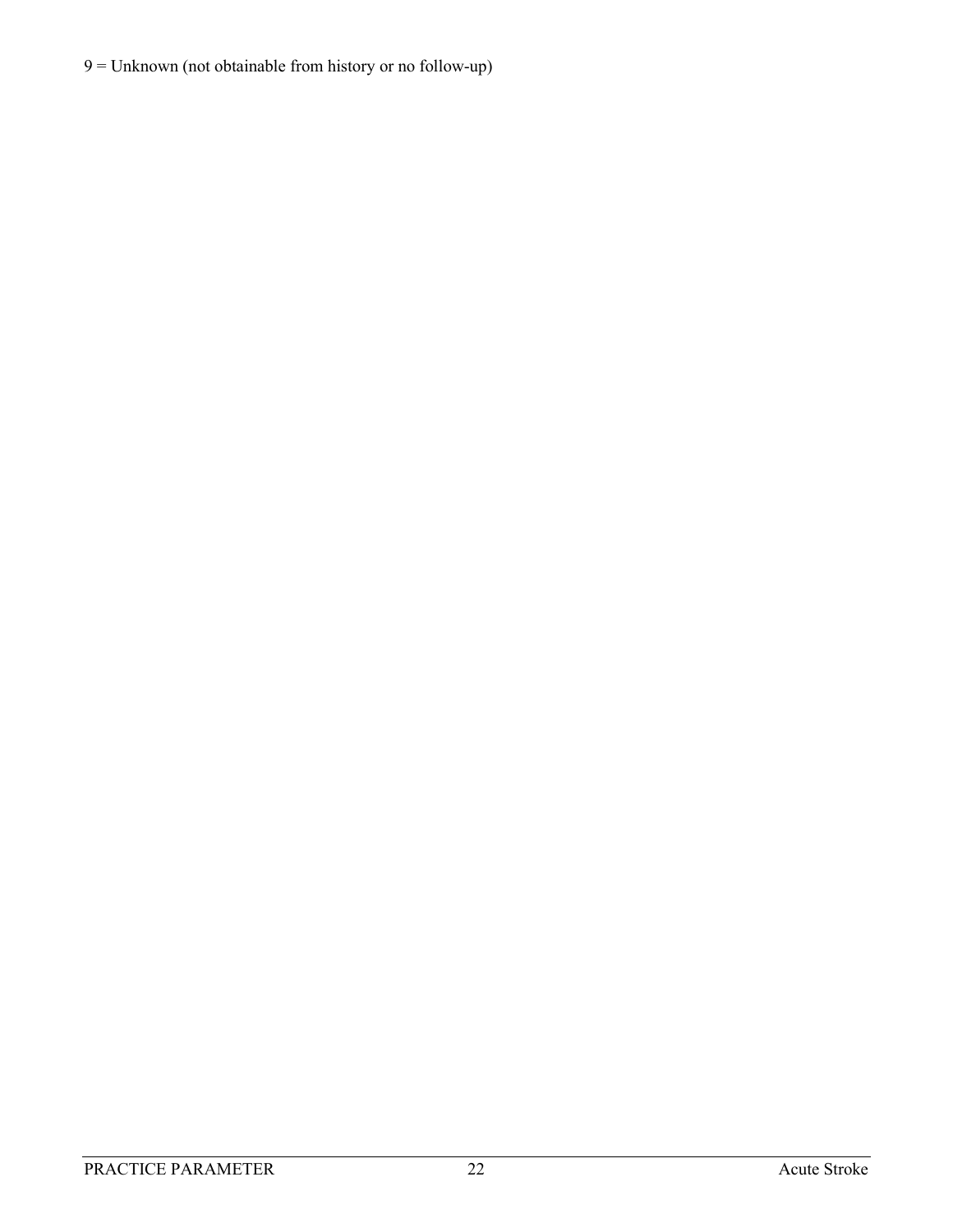9 = Unknown (not obtainable from history or no follow-up)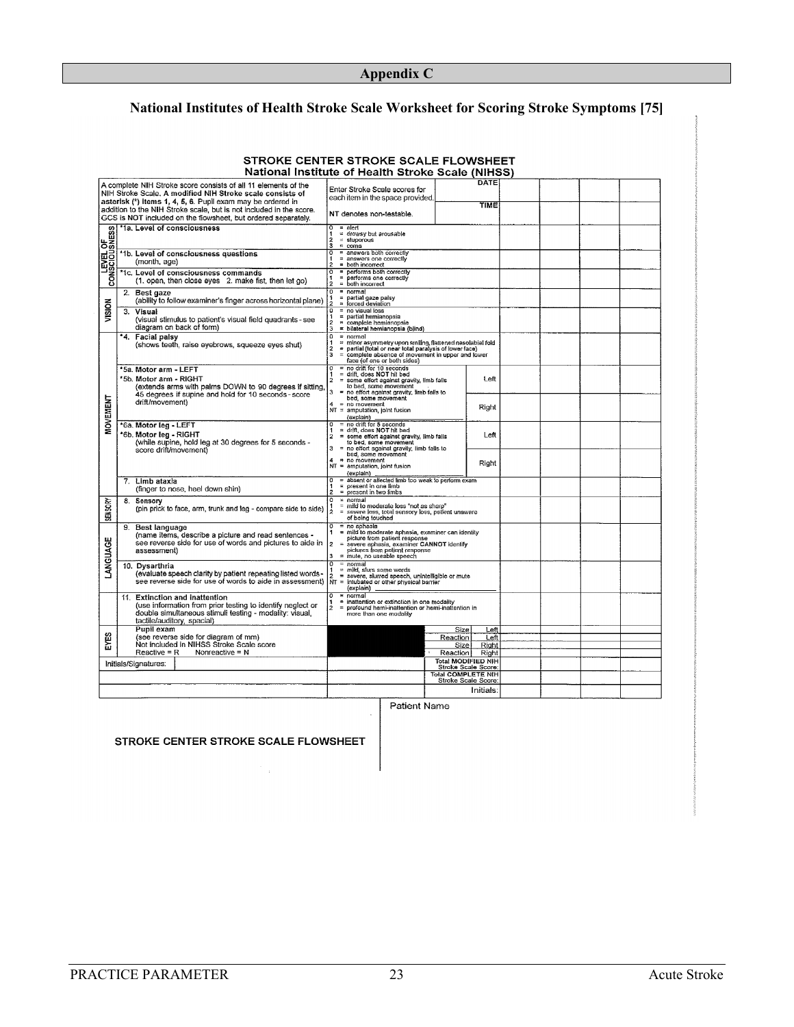# Appendix C

## National Institutes of Health Stroke Scale Worksheet for Scoring Stroke Symptoms [75]

### STROKE CENTER STROKE SCALE FLOWSHEET
### National Institute of Health Stroke Scale (NIHSS)

| A complete NIH Stroke score consists of all 11 elements of the NIH Stroke Scale. **A modified NIH Stroke scale consists of asterisk (*) items 1, 4, 5, 6.** Pupil exam may be ordered in addition to the NIH Stroke scale, but is not included in the score. GCS is **NOT** included on the flowsheet, but ordered separately. | | Enter Stroke Scale scores for each item in the space provided. NT denotes non-testable. | DATE / TIME | | | | |
|---|---|---|---|---|---|---|---|
| LEVEL OF CONSCIOUSNESS | *1a. Level of consciousness | 0 = alert<br>1 = drowsy but arousable<br>2 = stuporous<br>3 = coma | | | | | |
| | *1b. Level of consciousness questions (month, age) | 0 = answers both correctly<br>1 = answers one correctly<br>2 = both incorrect | | | | | |
| | *1c. Level of consciousness commands (1. open, then close eyes 2. make fist, then let go) | 0 = performs both correctly<br>1 = performs one correctly<br>2 = both incorrect | | | | | |
| VISION | 2. Best gaze (ability to follow examiner's finger across horizontal plane) | 0 = normal<br>1 = partial gaze palsy<br>2 = forced deviation | | | | | |
| | 3. Visual (visual stimulus to patient's visual field quadrants - see diagram on back of form) | 0 = no visual loss<br>1 = partial hemianopsia<br>2 = complete hemianopsia<br>3 = bilateral hemianopsia (blind) | | | | | |
| MOVEMENT | *4. Facial palsy (shows teeth, raise eyebrows, squeeze eyes shut) | 0 = normal<br>1 = minor asymmetry upon smiling, flattened nasolabial fold<br>2 = partial (total or near total paralysis of lower face)<br>3 = complete absence of movement in upper and lower face (of one or both sides) | | | | | |
| | *5a. Motor arm - LEFT<br>*5b. Motor arm - RIGHT<br>(extends arms with palms DOWN to 90 degrees if sitting, 45 degrees if supine and hold for 10 seconds - score drift/movement) | 0 = no drift for 10 seconds<br>1 = drift, does **NOT** hit bed<br>2 = some effort against gravity, limb falls to bed, some movement<br>3 = no effort against gravity, limb falls to bed, some movement<br>4 = no movement<br>NT = amputation, joint fusion (explain) ______ | Left | | | | |
| | | | Right | | | | |
| | *6a. Motor leg - LEFT<br>*6b. Motor leg - RIGHT<br>(while supine, hold leg at 30 degrees for 5 seconds - score drift/movement) | 0 = no drift for 5 seconds<br>1 = drift, does **NOT** hit bed<br>2 = some effort against gravity, limb falls to bed, some movement<br>3 = no effort against gravity, limb falls to bed, some movement<br>4 = no movement<br>NT = amputation, joint fusion (explain) ______ | Left | | | | |
| | | | Right | | | | |
| | 7. Limb ataxia (finger to nose, heel down shin) | 0 = absent or affected limb too weak to perform exam<br>1 = present in one limb<br>2 = present in two limbs | | | | | |
| SENSORY | 8. Sensory (pin prick to face, arm, trunk and leg - compare side to side) | 0 = normal<br>1 = mild to moderate loss "not as sharp"<br>2 = severe loss, total sensory loss, patient unaware of being touched | | | | | |
| LANGUAGE | 9. Best language (name items, describe a picture and read sentences - see reverse side for use of words and pictures to aide in assessment) | 0 = no aphasia<br>1 = mild to moderate aphasia, examiner can identify picture from patient response<br>2 = severe aphasia, examiner **CANNOT** identify pictures from patient response<br>3 = mute, no useable speech | | | | | |
| | 10. Dysarthria (evaluate speech clarity by patient repeating listed words - see reverse side for use of words to aide in assessment) | 0 = normal<br>1 = mild, slurs some words<br>2 = severe, slurred speech, unintelligible or mute<br>NT = intubated or other physical barrier (explain) ______ | | | | | |
| | 11. Extinction and inattention (use information from prior testing to identify neglect or double simultaneous stimuli testing - modality: visual, tactile/auditory, spacial) | 0 = normal<br>1 = inattention or extinction in one modality<br>2 = profound hemi-inattention or hemi-inattention in more than one modality | | | | | |
| EYES | Pupil exam (see reverse side for diagram of mm) Not included in NIHSS Stroke Scale score<br>Reactive = R Nonreactive = N | | Size Left | | | | |
| | | | Reaction Left | | | | |
| | | | Size Right | | | | |
| | | | Reaction Right | | | | |
| Initials/Signatures: | | | Total MODIFIED NIH Stroke Scale Score: | | | | |
| | | | Total COMPLETE NIH Stroke Scale Score: | | | | |
| | | | Initials: | | | | |

Patient Name

STROKE CENTER STROKE SCALE FLOWSHEET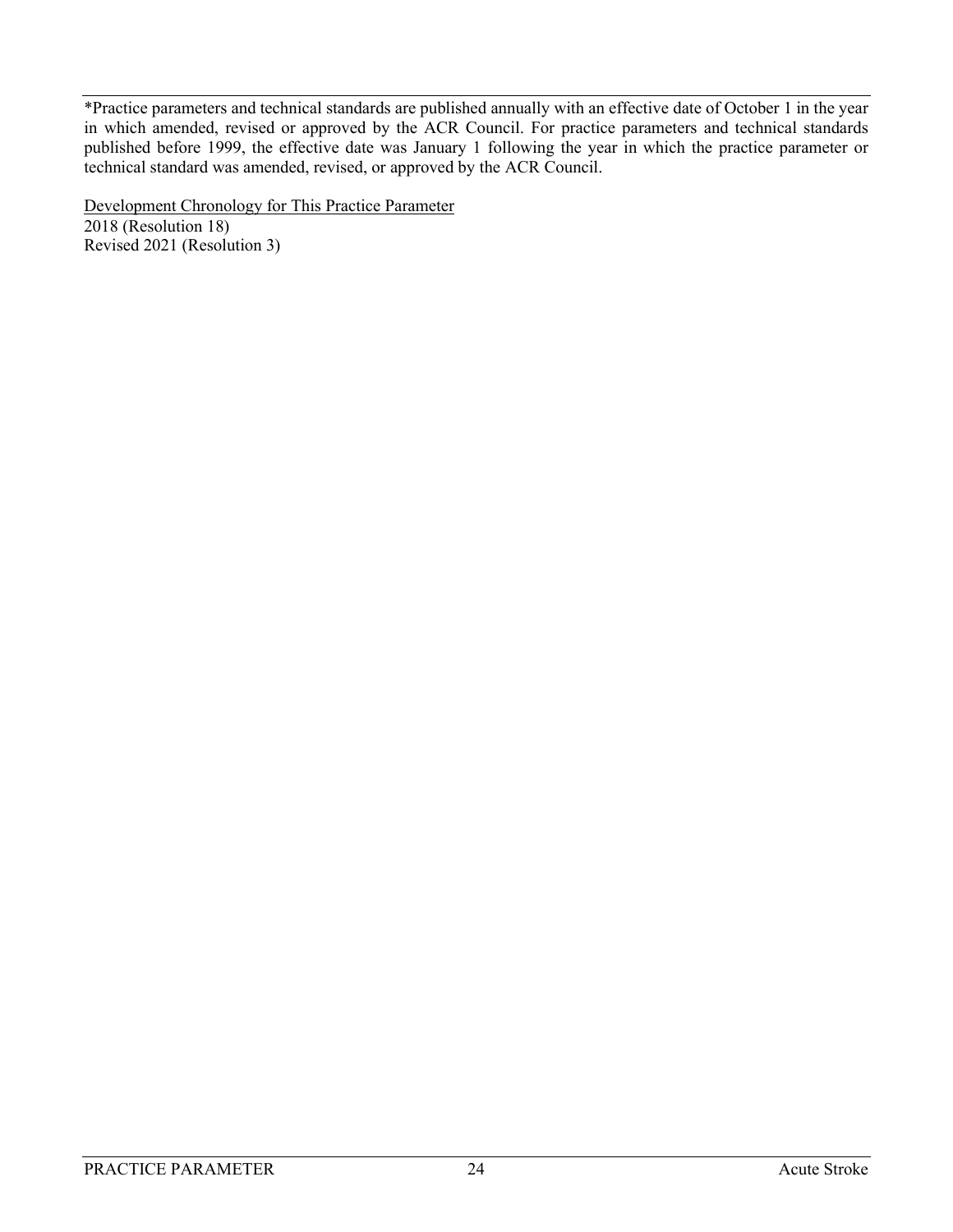*Practice parameters and technical standards are published annually with an effective date of October 1 in the year in which amended, revised or approved by the ACR Council. For practice parameters and technical standards published before 1999, the effective date was January 1 following the year in which the practice parameter or technical standard was amended, revised, or approved by the ACR Council.

Development Chronology for This Practice Parameter
2018 (Resolution 18)
Revised 2021 (Resolution 3)